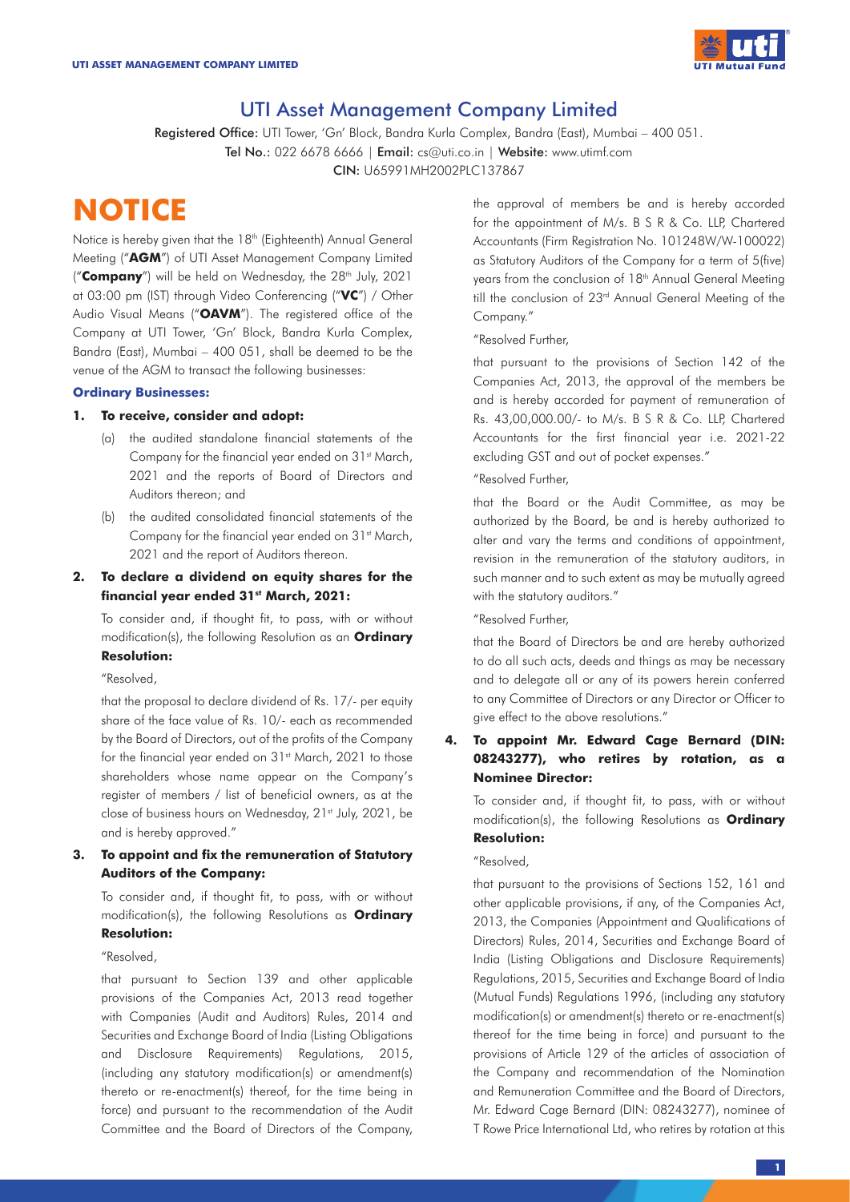# UTI Asset Management Company Limited

Registered Office: UTI Tower, 'Gn' Block, Bandra Kurla Complex, Bandra (East), Mumbai – 400 051.
Tel No.: 022 6678 6666 | Email: cs@uti.co.in | Website: www.utimf.com
CIN: U65991MH2002PLC137867

# NOTICE

Notice is hereby given that the 18th (Eighteenth) Annual General Meeting ("**AGM**") of UTI Asset Management Company Limited ("**Company**") will be held on Wednesday, the 28th July, 2021 at 03:00 pm (IST) through Video Conferencing ("**VC**") / Other Audio Visual Means ("**OAVM**"). The registered office of the Company at UTI Tower, 'Gn' Block, Bandra Kurla Complex, Bandra (East), Mumbai – 400 051, shall be deemed to be the venue of the AGM to transact the following businesses:

### Ordinary Businesses:

**1. To receive, consider and adopt:**

(a) the audited standalone financial statements of the Company for the financial year ended on 31st March, 2021 and the reports of Board of Directors and Auditors thereon; and

(b) the audited consolidated financial statements of the Company for the financial year ended on 31st March, 2021 and the report of Auditors thereon.

**2. To declare a dividend on equity shares for the financial year ended 31st March, 2021:**

To consider and, if thought fit, to pass, with or without modification(s), the following Resolution as an **Ordinary Resolution:**

"Resolved,

that the proposal to declare dividend of Rs. 17/- per equity share of the face value of Rs. 10/- each as recommended by the Board of Directors, out of the profits of the Company for the financial year ended on 31st March, 2021 to those shareholders whose name appear on the Company's register of members / list of beneficial owners, as at the close of business hours on Wednesday, 21st July, 2021, be and is hereby approved."

**3. To appoint and fix the remuneration of Statutory Auditors of the Company:**

To consider and, if thought fit, to pass, with or without modification(s), the following Resolutions as **Ordinary Resolution:**

"Resolved,

that pursuant to Section 139 and other applicable provisions of the Companies Act, 2013 read together with Companies (Audit and Auditors) Rules, 2014 and Securities and Exchange Board of India (Listing Obligations and Disclosure Requirements) Regulations, 2015, (including any statutory modification(s) or amendment(s) thereto or re-enactment(s) thereof, for the time being in force) and pursuant to the recommendation of the Audit Committee and the Board of Directors of the Company, the approval of members be and is hereby accorded for the appointment of M/s. B S R & Co. LLP, Chartered Accountants (Firm Registration No. 101248W/W-100022) as Statutory Auditors of the Company for a term of 5(five) years from the conclusion of 18th Annual General Meeting till the conclusion of 23rd Annual General Meeting of the Company."

"Resolved Further,

that pursuant to the provisions of Section 142 of the Companies Act, 2013, the approval of the members be and is hereby accorded for payment of remuneration of Rs. 43,00,000.00/- to M/s. B S R & Co. LLP, Chartered Accountants for the first financial year i.e. 2021-22 excluding GST and out of pocket expenses."

"Resolved Further,

that the Board or the Audit Committee, as may be authorized by the Board, be and is hereby authorized to alter and vary the terms and conditions of appointment, revision in the remuneration of the statutory auditors, in such manner and to such extent as may be mutually agreed with the statutory auditors."

"Resolved Further,

that the Board of Directors be and are hereby authorized to do all such acts, deeds and things as may be necessary and to delegate all or any of its powers herein conferred to any Committee of Directors or any Director or Officer to give effect to the above resolutions."

**4. To appoint Mr. Edward Cage Bernard (DIN: 08243277), who retires by rotation, as a Nominee Director:**

To consider and, if thought fit, to pass, with or without modification(s), the following Resolutions as **Ordinary Resolution:**

"Resolved,

that pursuant to the provisions of Sections 152, 161 and other applicable provisions, if any, of the Companies Act, 2013, the Companies (Appointment and Qualifications of Directors) Rules, 2014, Securities and Exchange Board of India (Listing Obligations and Disclosure Requirements) Regulations, 2015, Securities and Exchange Board of India (Mutual Funds) Regulations 1996, (including any statutory modification(s) or amendment(s) thereto or re-enactment(s) thereof for the time being in force) and pursuant to the provisions of Article 129 of the articles of association of the Company and recommendation of the Nomination and Remuneration Committee and the Board of Directors, Mr. Edward Cage Bernard (DIN: 08243277), nominee of T Rowe Price International Ltd, who retires by rotation at this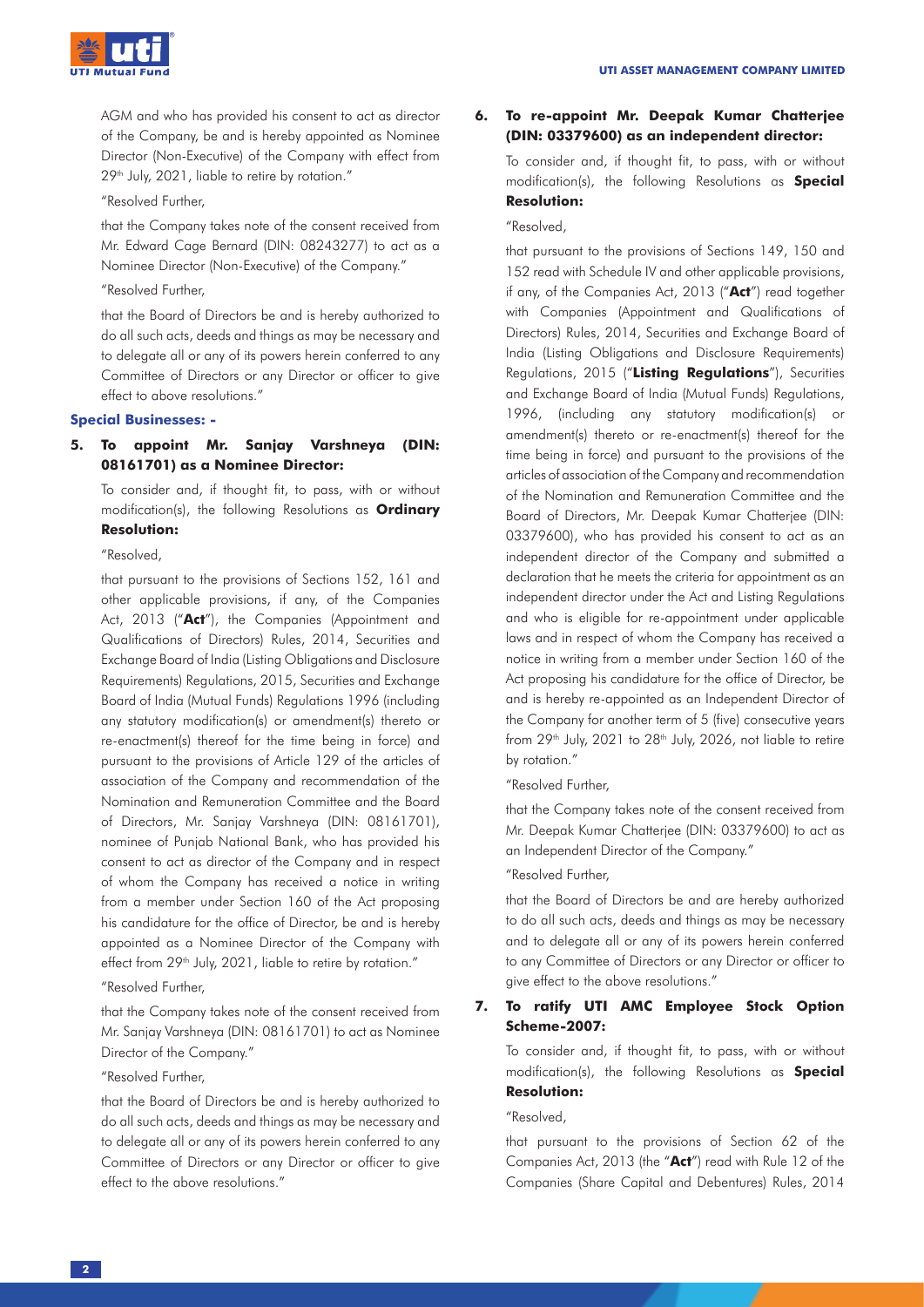AGM and who has provided his consent to act as director of the Company, be and is hereby appointed as Nominee Director (Non-Executive) of the Company with effect from 29th July, 2021, liable to retire by rotation."

"Resolved Further,

that the Company takes note of the consent received from Mr. Edward Cage Bernard (DIN: 08243277) to act as a Nominee Director (Non-Executive) of the Company."

"Resolved Further,

that the Board of Directors be and is hereby authorized to do all such acts, deeds and things as may be necessary and to delegate all or any of its powers herein conferred to any Committee of Directors or any Director or officer to give effect to above resolutions."

### Special Businesses: -

**5. To appoint Mr. Sanjay Varshneya (DIN: 08161701) as a Nominee Director:**

To consider and, if thought fit, to pass, with or without modification(s), the following Resolutions as **Ordinary Resolution:**

"Resolved,

that pursuant to the provisions of Sections 152, 161 and other applicable provisions, if any, of the Companies Act, 2013 ("**Act**"), the Companies (Appointment and Qualifications of Directors) Rules, 2014, Securities and Exchange Board of India (Listing Obligations and Disclosure Requirements) Regulations, 2015, Securities and Exchange Board of India (Mutual Funds) Regulations 1996 (including any statutory modification(s) or amendment(s) thereto or re-enactment(s) thereof for the time being in force) and pursuant to the provisions of Article 129 of the articles of association of the Company and recommendation of the Nomination and Remuneration Committee and the Board of Directors, Mr. Sanjay Varshneya (DIN: 08161701), nominee of Punjab National Bank, who has provided his consent to act as director of the Company and in respect of whom the Company has received a notice in writing from a member under Section 160 of the Act proposing his candidature for the office of Director, be and is hereby appointed as a Nominee Director of the Company with effect from 29th July, 2021, liable to retire by rotation."

"Resolved Further,

that the Company takes note of the consent received from Mr. Sanjay Varshneya (DIN: 08161701) to act as Nominee Director of the Company."

"Resolved Further,

that the Board of Directors be and is hereby authorized to do all such acts, deeds and things as may be necessary and to delegate all or any of its powers herein conferred to any Committee of Directors or any Director or officer to give effect to the above resolutions."

**6. To re-appoint Mr. Deepak Kumar Chatterjee (DIN: 03379600) as an independent director:**

To consider and, if thought fit, to pass, with or without modification(s), the following Resolutions as **Special Resolution:**

"Resolved,

that pursuant to the provisions of Sections 149, 150 and 152 read with Schedule IV and other applicable provisions, if any, of the Companies Act, 2013 ("**Act**") read together with Companies (Appointment and Qualifications of Directors) Rules, 2014, Securities and Exchange Board of India (Listing Obligations and Disclosure Requirements) Regulations, 2015 ("**Listing Regulations**"), Securities and Exchange Board of India (Mutual Funds) Regulations, 1996, (including any statutory modification(s) or amendment(s) thereto or re-enactment(s) thereof for the time being in force) and pursuant to the provisions of the articles of association of the Company and recommendation of the Nomination and Remuneration Committee and the Board of Directors, Mr. Deepak Kumar Chatterjee (DIN: 03379600), who has provided his consent to act as an independent director of the Company and submitted a declaration that he meets the criteria for appointment as an independent director under the Act and Listing Regulations and who is eligible for re-appointment under applicable laws and in respect of whom the Company has received a notice in writing from a member under Section 160 of the Act proposing his candidature for the office of Director, be and is hereby re-appointed as an Independent Director of the Company for another term of 5 (five) consecutive years from 29th July, 2021 to 28th July, 2026, not liable to retire by rotation."

"Resolved Further,

that the Company takes note of the consent received from Mr. Deepak Kumar Chatterjee (DIN: 03379600) to act as an Independent Director of the Company."

"Resolved Further,

that the Board of Directors be and are hereby authorized to do all such acts, deeds and things as may be necessary and to delegate all or any of its powers herein conferred to any Committee of Directors or any Director or officer to give effect to the above resolutions."

**7. To ratify UTI AMC Employee Stock Option Scheme-2007:**

To consider and, if thought fit, to pass, with or without modification(s), the following Resolutions as **Special Resolution:**

"Resolved,

that pursuant to the provisions of Section 62 of the Companies Act, 2013 (the "**Act**") read with Rule 12 of the Companies (Share Capital and Debentures) Rules, 2014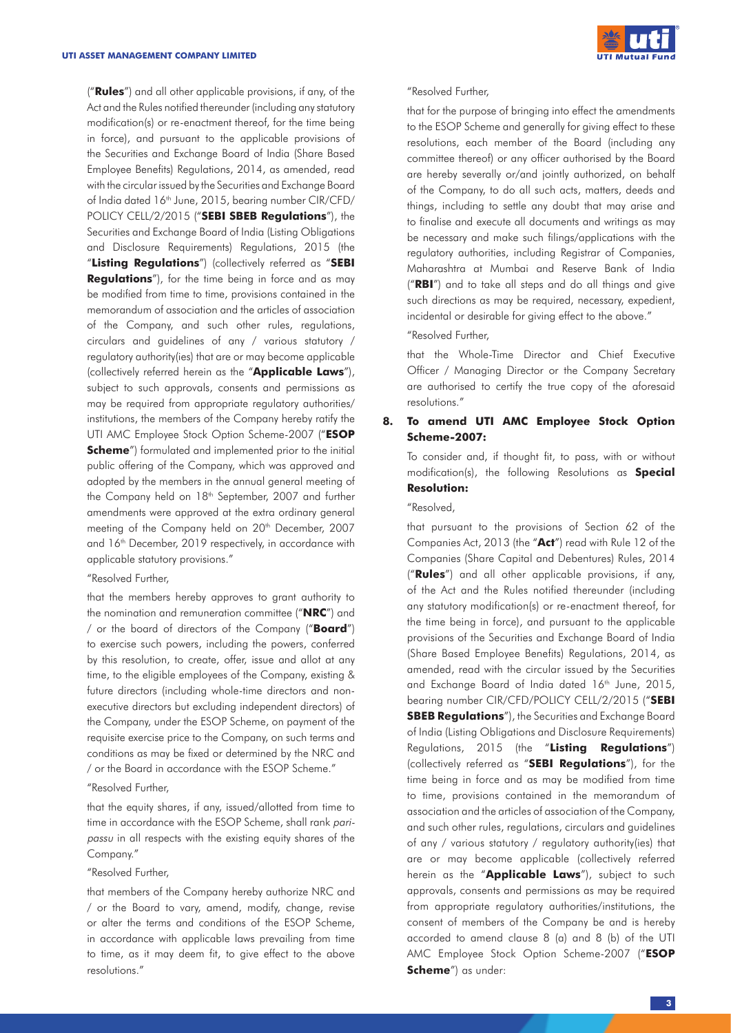("**Rules**") and all other applicable provisions, if any, of the Act and the Rules notified thereunder (including any statutory modification(s) or re-enactment thereof, for the time being in force), and pursuant to the applicable provisions of the Securities and Exchange Board of India (Share Based Employee Benefits) Regulations, 2014, as amended, read with the circular issued by the Securities and Exchange Board of India dated 16th June, 2015, bearing number CIR/CFD/POLICY CELL/2/2015 ("**SEBI SBEB Regulations**"), the Securities and Exchange Board of India (Listing Obligations and Disclosure Requirements) Regulations, 2015 (the "**Listing Regulations**") (collectively referred as "**SEBI Regulations**"), for the time being in force and as may be modified from time to time, provisions contained in the memorandum of association and the articles of association of the Company, and such other rules, regulations, circulars and guidelines of any / various statutory / regulatory authority(ies) that are or may become applicable (collectively referred herein as the "**Applicable Laws**"), subject to such approvals, consents and permissions as may be required from appropriate regulatory authorities/ institutions, the members of the Company hereby ratify the UTI AMC Employee Stock Option Scheme-2007 ("**ESOP Scheme**") formulated and implemented prior to the initial public offering of the Company, which was approved and adopted by the members in the annual general meeting of the Company held on 18th September, 2007 and further amendments were approved at the extra ordinary general meeting of the Company held on 20th December, 2007 and 16th December, 2019 respectively, in accordance with applicable statutory provisions."

"Resolved Further,

that the members hereby approves to grant authority to the nomination and remuneration committee ("**NRC**") and / or the board of directors of the Company ("**Board**") to exercise such powers, including the powers, conferred by this resolution, to create, offer, issue and allot at any time, to the eligible employees of the Company, existing & future directors (including whole-time directors and non-executive directors but excluding independent directors) of the Company, under the ESOP Scheme, on payment of the requisite exercise price to the Company, on such terms and conditions as may be fixed or determined by the NRC and / or the Board in accordance with the ESOP Scheme."

"Resolved Further,

that the equity shares, if any, issued/allotted from time to time in accordance with the ESOP Scheme, shall rank *pari-passu* in all respects with the existing equity shares of the Company."

"Resolved Further,

that members of the Company hereby authorize NRC and / or the Board to vary, amend, modify, change, revise or alter the terms and conditions of the ESOP Scheme, in accordance with applicable laws prevailing from time to time, as it may deem fit, to give effect to the above resolutions."

"Resolved Further,

that for the purpose of bringing into effect the amendments to the ESOP Scheme and generally for giving effect to these resolutions, each member of the Board (including any committee thereof) or any officer authorised by the Board are hereby severally or/and jointly authorized, on behalf of the Company, to do all such acts, matters, deeds and things, including to settle any doubt that may arise and to finalise and execute all documents and writings as may be necessary and make such filings/applications with the regulatory authorities, including Registrar of Companies, Maharashtra at Mumbai and Reserve Bank of India ("**RBI**") and to take all steps and do all things and give such directions as may be required, necessary, expedient, incidental or desirable for giving effect to the above."

"Resolved Further,

that the Whole-Time Director and Chief Executive Officer / Managing Director or the Company Secretary are authorised to certify the true copy of the aforesaid resolutions."

**8. To amend UTI AMC Employee Stock Option Scheme-2007:**

To consider and, if thought fit, to pass, with or without modification(s), the following Resolutions as **Special Resolution:**

"Resolved,

that pursuant to the provisions of Section 62 of the Companies Act, 2013 (the "**Act**") read with Rule 12 of the Companies (Share Capital and Debentures) Rules, 2014 ("**Rules**") and all other applicable provisions, if any, of the Act and the Rules notified thereunder (including any statutory modification(s) or re-enactment thereof, for the time being in force), and pursuant to the applicable provisions of the Securities and Exchange Board of India (Share Based Employee Benefits) Regulations, 2014, as amended, read with the circular issued by the Securities and Exchange Board of India dated 16th June, 2015, bearing number CIR/CFD/POLICY CELL/2/2015 ("**SEBI SBEB Regulations**"), the Securities and Exchange Board of India (Listing Obligations and Disclosure Requirements) Regulations, 2015 (the "**Listing Regulations**") (collectively referred as "**SEBI Regulations**"), for the time being in force and as may be modified from time to time, provisions contained in the memorandum of association and the articles of association of the Company, and such other rules, regulations, circulars and guidelines of any / various statutory / regulatory authority(ies) that are or may become applicable (collectively referred herein as the "**Applicable Laws**"), subject to such approvals, consents and permissions as may be required from appropriate regulatory authorities/institutions, the consent of members of the Company be and is hereby accorded to amend clause 8 (a) and 8 (b) of the UTI AMC Employee Stock Option Scheme-2007 ("**ESOP Scheme**") as under: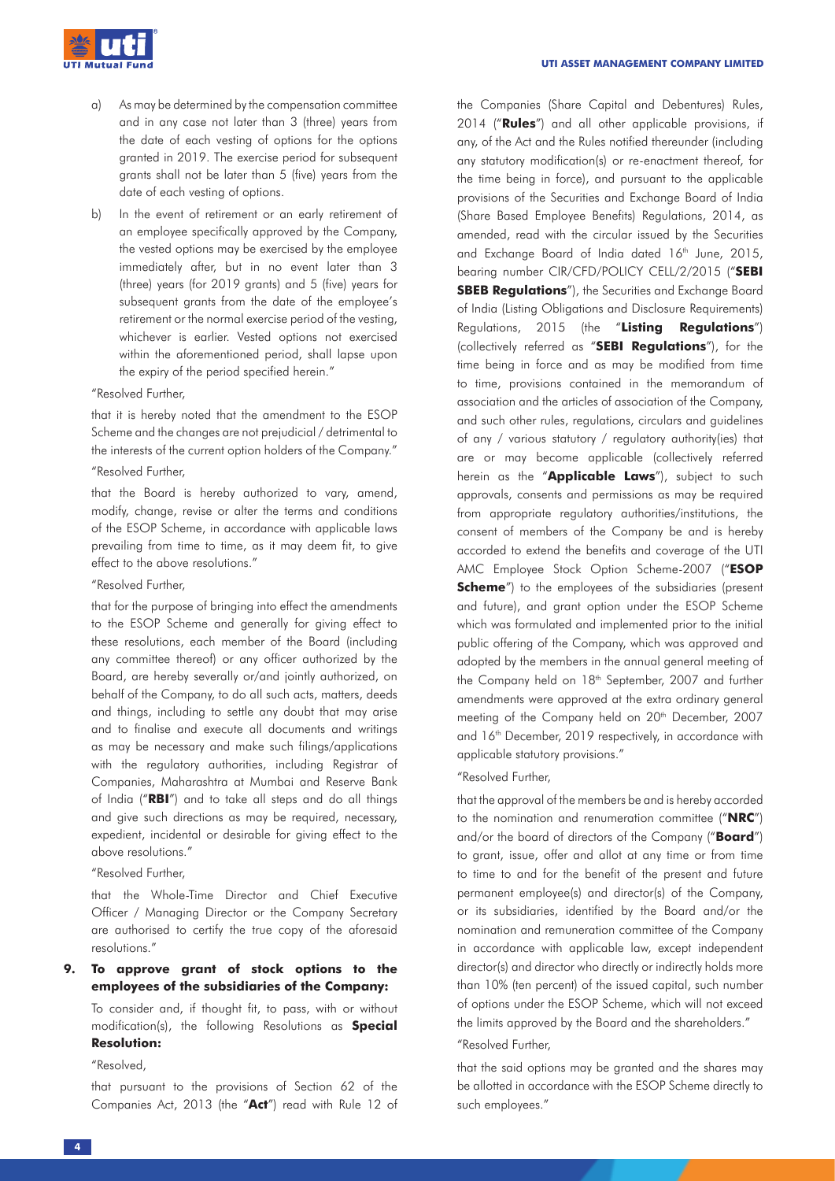a) As may be determined by the compensation committee and in any case not later than 3 (three) years from the date of each vesting of options for the options granted in 2019. The exercise period for subsequent grants shall not be later than 5 (five) years from the date of each vesting of options.

b) In the event of retirement or an early retirement of an employee specifically approved by the Company, the vested options may be exercised by the employee immediately after, but in no event later than 3 (three) years (for 2019 grants) and 5 (five) years for subsequent grants from the date of the employee's retirement or the normal exercise period of the vesting, whichever is earlier. Vested options not exercised within the aforementioned period, shall lapse upon the expiry of the period specified herein."

"Resolved Further,

that it is hereby noted that the amendment to the ESOP Scheme and the changes are not prejudicial / detrimental to the interests of the current option holders of the Company."

"Resolved Further,

that the Board is hereby authorized to vary, amend, modify, change, revise or alter the terms and conditions of the ESOP Scheme, in accordance with applicable laws prevailing from time to time, as it may deem fit, to give effect to the above resolutions."

"Resolved Further,

that for the purpose of bringing into effect the amendments to the ESOP Scheme and generally for giving effect to these resolutions, each member of the Board (including any committee thereof) or any officer authorized by the Board, are hereby severally or/and jointly authorized, on behalf of the Company, to do all such acts, matters, deeds and things, including to settle any doubt that may arise and to finalise and execute all documents and writings as may be necessary and make such filings/applications with the regulatory authorities, including Registrar of Companies, Maharashtra at Mumbai and Reserve Bank of India ("**RBI**") and to take all steps and do all things and give such directions as may be required, necessary, expedient, incidental or desirable for giving effect to the above resolutions."

"Resolved Further,

that the Whole-Time Director and Chief Executive Officer / Managing Director or the Company Secretary are authorised to certify the true copy of the aforesaid resolutions."

**9. To approve grant of stock options to the employees of the subsidiaries of the Company:**

To consider and, if thought fit, to pass, with or without modification(s), the following Resolutions as **Special Resolution:**

"Resolved,

that pursuant to the provisions of Section 62 of the Companies Act, 2013 (the "**Act**") read with Rule 12 of the Companies (Share Capital and Debentures) Rules, 2014 ("**Rules**") and all other applicable provisions, if any, of the Act and the Rules notified thereunder (including any statutory modification(s) or re-enactment thereof, for the time being in force), and pursuant to the applicable provisions of the Securities and Exchange Board of India (Share Based Employee Benefits) Regulations, 2014, as amended, read with the circular issued by the Securities and Exchange Board of India dated 16th June, 2015, bearing number CIR/CFD/POLICY CELL/2/2015 ("**SEBI SBEB Regulations**"), the Securities and Exchange Board of India (Listing Obligations and Disclosure Requirements) Regulations, 2015 (the "**Listing Regulations**") (collectively referred as "**SEBI Regulations**"), for the time being in force and as may be modified from time to time, provisions contained in the memorandum of association and the articles of association of the Company, and such other rules, regulations, circulars and guidelines of any / various statutory / regulatory authority(ies) that are or may become applicable (collectively referred herein as the "**Applicable Laws**"), subject to such approvals, consents and permissions as may be required from appropriate regulatory authorities/institutions, the consent of members of the Company be and is hereby accorded to extend the benefits and coverage of the UTI AMC Employee Stock Option Scheme-2007 ("**ESOP Scheme**") to the employees of the subsidiaries (present and future), and grant option under the ESOP Scheme which was formulated and implemented prior to the initial public offering of the Company, which was approved and adopted by the members in the annual general meeting of the Company held on 18th September, 2007 and further amendments were approved at the extra ordinary general meeting of the Company held on 20th December, 2007 and 16th December, 2019 respectively, in accordance with applicable statutory provisions."

"Resolved Further,

that the approval of the members be and is hereby accorded to the nomination and renumeration committee ("**NRC**") and/or the board of directors of the Company ("**Board**") to grant, issue, offer and allot at any time or from time to time to and for the benefit of the present and future permanent employee(s) and director(s) of the Company, or its subsidiaries, identified by the Board and/or the nomination and remuneration committee of the Company in accordance with applicable law, except independent director(s) and director who directly or indirectly holds more than 10% (ten percent) of the issued capital, such number of options under the ESOP Scheme, which will not exceed the limits approved by the Board and the shareholders."

"Resolved Further,

that the said options may be granted and the shares may be allotted in accordance with the ESOP Scheme directly to such employees."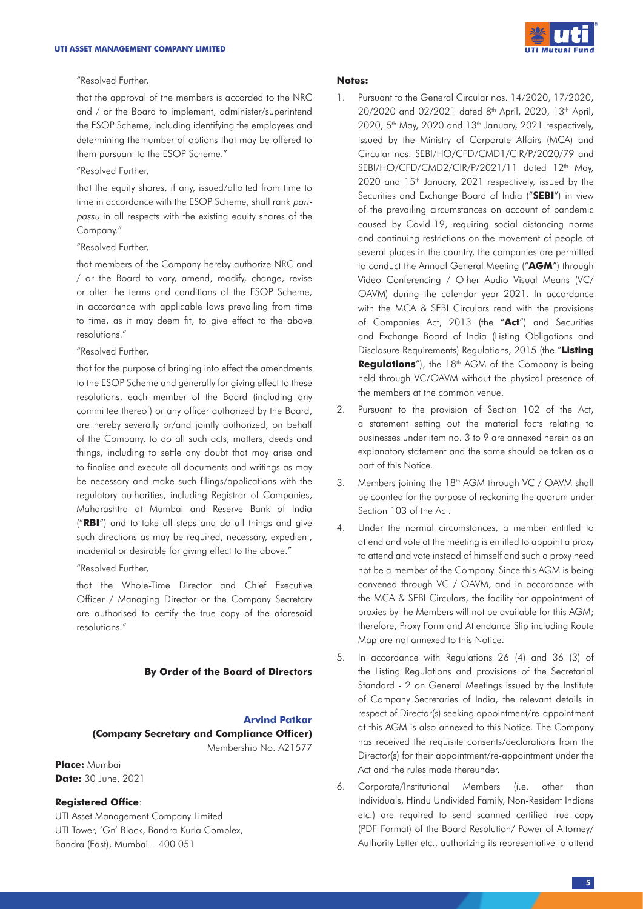"Resolved Further,

that the approval of the members is accorded to the NRC and / or the Board to implement, administer/superintend the ESOP Scheme, including identifying the employees and determining the number of options that may be offered to them pursuant to the ESOP Scheme."

"Resolved Further,

that the equity shares, if any, issued/allotted from time to time in accordance with the ESOP Scheme, shall rank *pari-passu* in all respects with the existing equity shares of the Company."

"Resolved Further,

that members of the Company hereby authorize NRC and / or the Board to vary, amend, modify, change, revise or alter the terms and conditions of the ESOP Scheme, in accordance with applicable laws prevailing from time to time, as it may deem fit, to give effect to the above resolutions."

"Resolved Further,

that for the purpose of bringing into effect the amendments to the ESOP Scheme and generally for giving effect to these resolutions, each member of the Board (including any committee thereof) or any officer authorized by the Board, are hereby severally or/and jointly authorized, on behalf of the Company, to do all such acts, matters, deeds and things, including to settle any doubt that may arise and to finalise and execute all documents and writings as may be necessary and make such filings/applications with the regulatory authorities, including Registrar of Companies, Maharashtra at Mumbai and Reserve Bank of India ("**RBI**") and to take all steps and do all things and give such directions as may be required, necessary, expedient, incidental or desirable for giving effect to the above."

"Resolved Further,

that the Whole-Time Director and Chief Executive Officer / Managing Director or the Company Secretary are authorised to certify the true copy of the aforesaid resolutions."

**By Order of the Board of Directors**

**Arvind Patkar**
**(Company Secretary and Compliance Officer)**
Membership No. A21577

**Place:** Mumbai
**Date:** 30 June, 2021

**Registered Office**:
UTI Asset Management Company Limited
UTI Tower, 'Gn' Block, Bandra Kurla Complex,
Bandra (East), Mumbai – 400 051

**Notes:**

1. Pursuant to the General Circular nos. 14/2020, 17/2020, 20/2020 and 02/2021 dated 8th April, 2020, 13th April, 2020, 5th May, 2020 and 13th January, 2021 respectively, issued by the Ministry of Corporate Affairs (MCA) and Circular nos. SEBI/HO/CFD/CMD1/CIR/P/2020/79 and SEBI/HO/CFD/CMD2/CIR/P/2021/11 dated 12th May, 2020 and 15th January, 2021 respectively, issued by the Securities and Exchange Board of India ("**SEBI**") in view of the prevailing circumstances on account of pandemic caused by Covid-19, requiring social distancing norms and continuing restrictions on the movement of people at several places in the country, the companies are permitted to conduct the Annual General Meeting ("**AGM**") through Video Conferencing / Other Audio Visual Means (VC/OAVM) during the calendar year 2021. In accordance with the MCA & SEBI Circulars read with the provisions of Companies Act, 2013 (the "**Act**") and Securities and Exchange Board of India (Listing Obligations and Disclosure Requirements) Regulations, 2015 (the "**Listing Regulations**"), the 18th AGM of the Company is being held through VC/OAVM without the physical presence of the members at the common venue.
2. Pursuant to the provision of Section 102 of the Act, a statement setting out the material facts relating to businesses under item no. 3 to 9 are annexed herein as an explanatory statement and the same should be taken as a part of this Notice.
3. Members joining the 18th AGM through VC / OAVM shall be counted for the purpose of reckoning the quorum under Section 103 of the Act.
4. Under the normal circumstances, a member entitled to attend and vote at the meeting is entitled to appoint a proxy to attend and vote instead of himself and such a proxy need not be a member of the Company. Since this AGM is being convened through VC / OAVM, and in accordance with the MCA & SEBI Circulars, the facility for appointment of proxies by the Members will not be available for this AGM; therefore, Proxy Form and Attendance Slip including Route Map are not annexed to this Notice.
5. In accordance with Regulations 26 (4) and 36 (3) of the Listing Regulations and provisions of the Secretarial Standard - 2 on General Meetings issued by the Institute of Company Secretaries of India, the relevant details in respect of Director(s) seeking appointment/re-appointment at this AGM is also annexed to this Notice. The Company has received the requisite consents/declarations from the Director(s) for their appointment/re-appointment under the Act and the rules made thereunder.
6. Corporate/Institutional Members (i.e. other than Individuals, Hindu Undivided Family, Non-Resident Indians etc.) are required to send scanned certified true copy (PDF Format) of the Board Resolution/ Power of Attorney/ Authority Letter etc., authorizing its representative to attend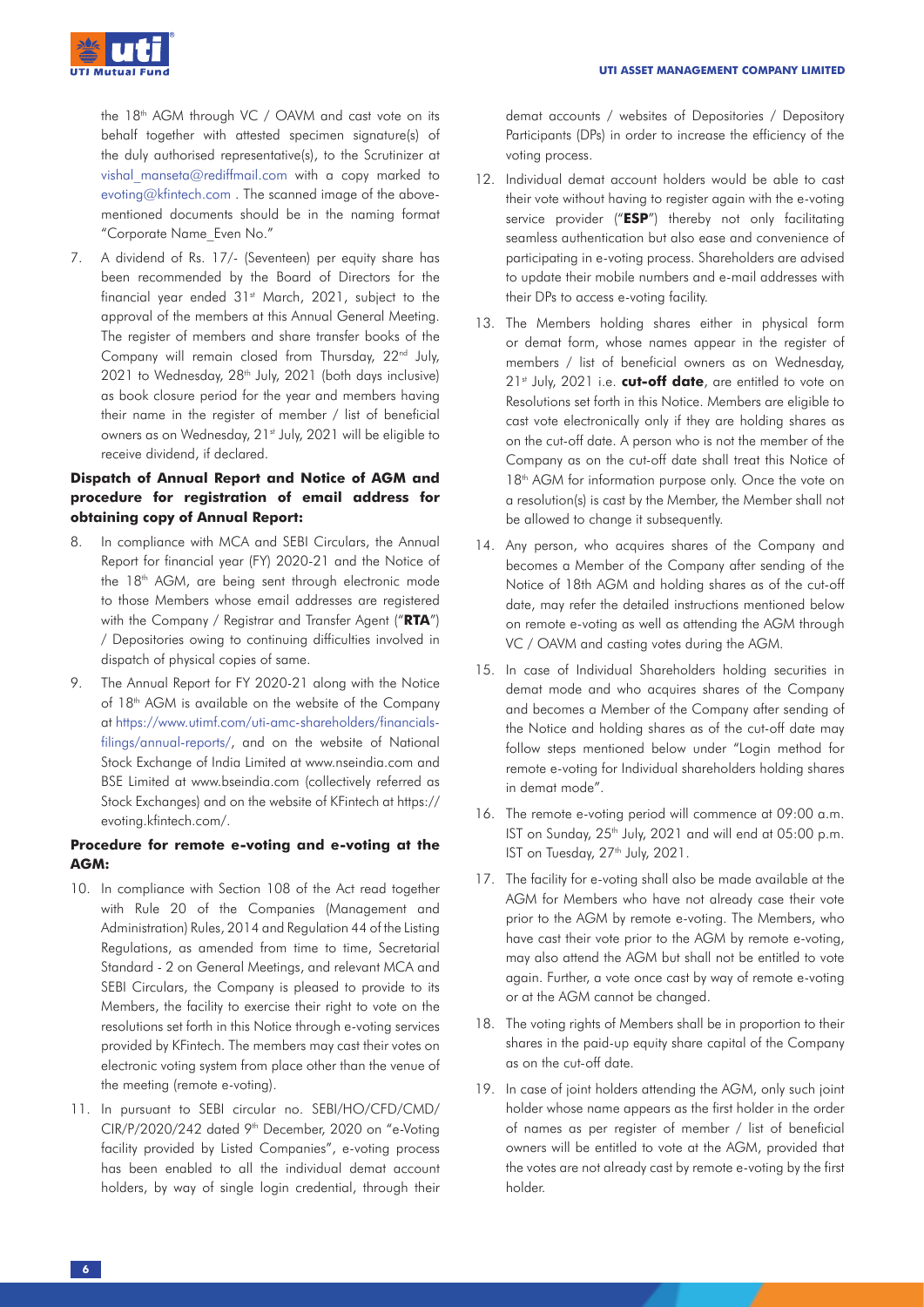the 18th AGM through VC / OAVM and cast vote on its behalf together with attested specimen signature(s) of the duly authorised representative(s), to the Scrutinizer at vishal_manseta@rediffmail.com with a copy marked to evoting@kfintech.com . The scanned image of the above-mentioned documents should be in the naming format "Corporate Name_Even No."

7. A dividend of Rs. 17/- (Seventeen) per equity share has been recommended by the Board of Directors for the financial year ended 31st March, 2021, subject to the approval of the members at this Annual General Meeting. The register of members and share transfer books of the Company will remain closed from Thursday, 22nd July, 2021 to Wednesday, 28th July, 2021 (both days inclusive) as book closure period for the year and members having their name in the register of member / list of beneficial owners as on Wednesday, 21st July, 2021 will be eligible to receive dividend, if declared.

**Dispatch of Annual Report and Notice of AGM and procedure for registration of email address for obtaining copy of Annual Report:**

8. In compliance with MCA and SEBI Circulars, the Annual Report for financial year (FY) 2020-21 and the Notice of the 18th AGM, are being sent through electronic mode to those Members whose email addresses are registered with the Company / Registrar and Transfer Agent ("**RTA**") / Depositories owing to continuing difficulties involved in dispatch of physical copies of same.

9. The Annual Report for FY 2020-21 along with the Notice of 18th AGM is available on the website of the Company at https://www.utimf.com/uti-amc-shareholders/financials-filings/annual-reports/, and on the website of National Stock Exchange of India Limited at www.nseindia.com and BSE Limited at www.bseindia.com (collectively referred as Stock Exchanges) and on the website of KFintech at https://evoting.kfintech.com/.

**Procedure for remote e-voting and e-voting at the AGM:**

10. In compliance with Section 108 of the Act read together with Rule 20 of the Companies (Management and Administration) Rules, 2014 and Regulation 44 of the Listing Regulations, as amended from time to time, Secretarial Standard - 2 on General Meetings, and relevant MCA and SEBI Circulars, the Company is pleased to provide to its Members, the facility to exercise their right to vote on the resolutions set forth in this Notice through e-voting services provided by KFintech. The members may cast their votes on electronic voting system from place other than the venue of the meeting (remote e-voting).

11. In pursuant to SEBI circular no. SEBI/HO/CFD/CMD/CIR/P/2020/242 dated 9th December, 2020 on "e-Voting facility provided by Listed Companies", e-voting process has been enabled to all the individual demat account holders, by way of single login credential, through their demat accounts / websites of Depositories / Depository Participants (DPs) in order to increase the efficiency of the voting process.

12. Individual demat account holders would be able to cast their vote without having to register again with the e-voting service provider ("**ESP**") thereby not only facilitating seamless authentication but also ease and convenience of participating in e-voting process. Shareholders are advised to update their mobile numbers and e-mail addresses with their DPs to access e-voting facility.

13. The Members holding shares either in physical form or demat form, whose names appear in the register of members / list of beneficial owners as on Wednesday, 21st July, 2021 i.e. **cut-off date**, are entitled to vote on Resolutions set forth in this Notice. Members are eligible to cast vote electronically only if they are holding shares as on the cut-off date. A person who is not the member of the Company as on the cut-off date shall treat this Notice of 18th AGM for information purpose only. Once the vote on a resolution(s) is cast by the Member, the Member shall not be allowed to change it subsequently.

14. Any person, who acquires shares of the Company and becomes a Member of the Company after sending of the Notice of 18th AGM and holding shares as of the cut-off date, may refer the detailed instructions mentioned below on remote e-voting as well as attending the AGM through VC / OAVM and casting votes during the AGM.

15. In case of Individual Shareholders holding securities in demat mode and who acquires shares of the Company and becomes a Member of the Company after sending of the Notice and holding shares as of the cut-off date may follow steps mentioned below under "Login method for remote e-voting for Individual shareholders holding shares in demat mode".

16. The remote e-voting period will commence at 09:00 a.m. IST on Sunday, 25th July, 2021 and will end at 05:00 p.m. IST on Tuesday, 27th July, 2021.

17. The facility for e-voting shall also be made available at the AGM for Members who have not already case their vote prior to the AGM by remote e-voting. The Members, who have cast their vote prior to the AGM by remote e-voting, may also attend the AGM but shall not be entitled to vote again. Further, a vote once cast by way of remote e-voting or at the AGM cannot be changed.

18. The voting rights of Members shall be in proportion to their shares in the paid-up equity share capital of the Company as on the cut-off date.

19. In case of joint holders attending the AGM, only such joint holder whose name appears as the first holder in the order of names as per register of member / list of beneficial owners will be entitled to vote at the AGM, provided that the votes are not already cast by remote e-voting by the first holder.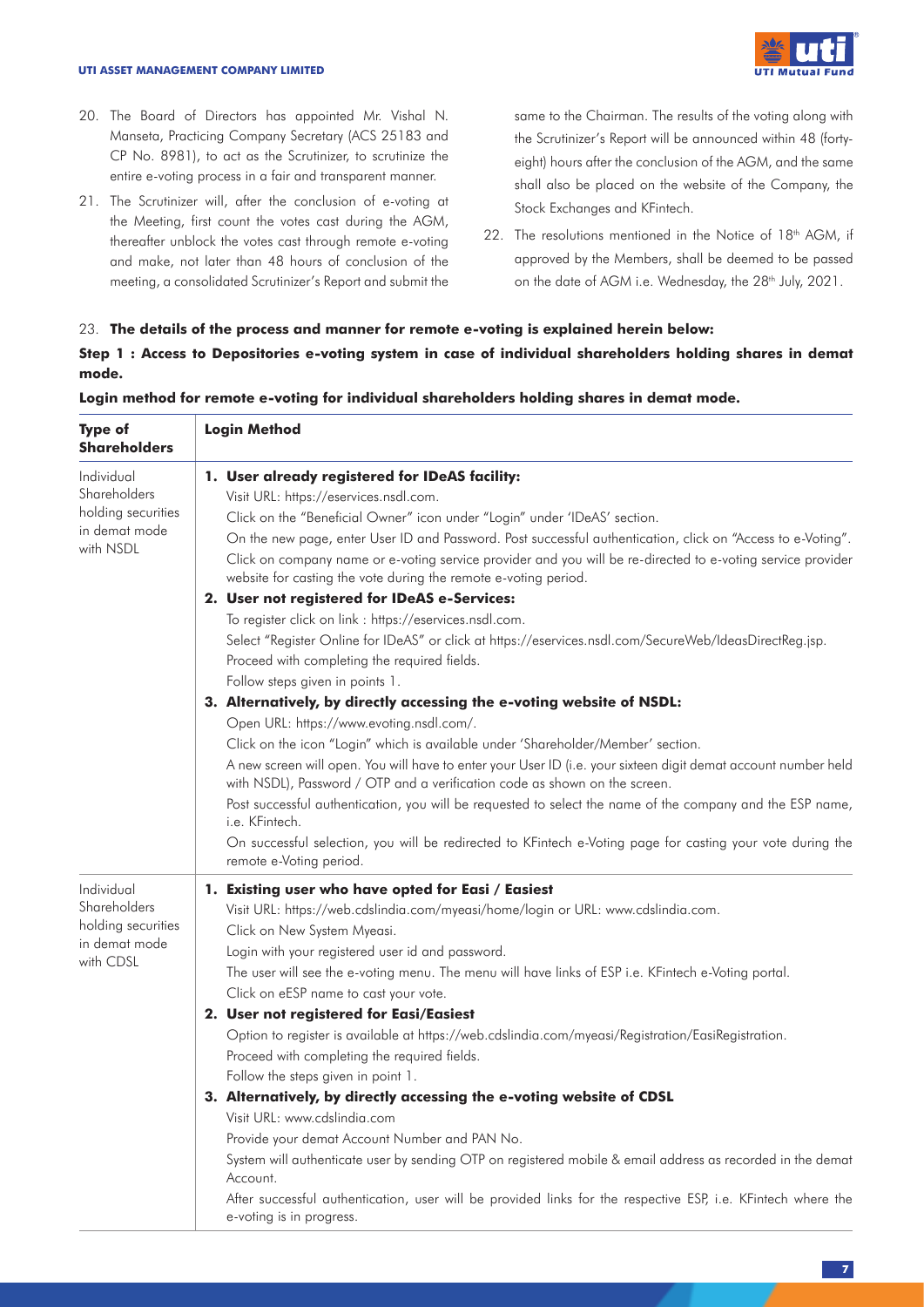20. The Board of Directors has appointed Mr. Vishal N. Manseta, Practicing Company Secretary (ACS 25183 and CP No. 8981), to act as the Scrutinizer, to scrutinize the entire e-voting process in a fair and transparent manner.

21. The Scrutinizer will, after the conclusion of e-voting at the Meeting, first count the votes cast during the AGM, thereafter unblock the votes cast through remote e-voting and make, not later than 48 hours of conclusion of the meeting, a consolidated Scrutinizer's Report and submit the same to the Chairman. The results of the voting along with the Scrutinizer's Report will be announced within 48 (forty-eight) hours after the conclusion of the AGM, and the same shall also be placed on the website of the Company, the Stock Exchanges and KFintech.

22. The resolutions mentioned in the Notice of 18th AGM, if approved by the Members, shall be deemed to be passed on the date of AGM i.e. Wednesday, the 28th July, 2021.

23. **The details of the process and manner for remote e-voting is explained herein below:**

**Step 1 : Access to Depositories e-voting system in case of individual shareholders holding shares in demat mode.**

**Login method for remote e-voting for individual shareholders holding shares in demat mode.**

| Type of Shareholders | Login Method |
|---|---|
| Individual Shareholders holding securities in demat mode with NSDL | **1. User already registered for IDeAS facility:**<br>Visit URL: https://eservices.nsdl.com.<br>Click on the "Beneficial Owner" icon under "Login" under 'IDeAS' section.<br>On the new page, enter User ID and Password. Post successful authentication, click on "Access to e-Voting".<br>Click on company name or e-voting service provider and you will be re-directed to e-voting service provider website for casting the vote during the remote e-voting period.<br>**2. User not registered for IDeAS e-Services:**<br>To register click on link : https://eservices.nsdl.com.<br>Select "Register Online for IDeAS" or click at https://eservices.nsdl.com/SecureWeb/IdeasDirectReg.jsp.<br>Proceed with completing the required fields.<br>Follow steps given in points 1.<br>**3. Alternatively, by directly accessing the e-voting website of NSDL:**<br>Open URL: https://www.evoting.nsdl.com/.<br>Click on the icon "Login" which is available under 'Shareholder/Member' section.<br>A new screen will open. You will have to enter your User ID (i.e. your sixteen digit demat account number held with NSDL), Password / OTP and a verification code as shown on the screen.<br>Post successful authentication, you will be requested to select the name of the company and the ESP name, i.e. KFintech.<br>On successful selection, you will be redirected to KFintech e-Voting page for casting your vote during the remote e-Voting period. |
| Individual Shareholders holding securities in demat mode with CDSL | **1. Existing user who have opted for Easi / Easiest**<br>Visit URL: https://web.cdslindia.com/myeasi/home/login or URL: www.cdslindia.com.<br>Click on New System Myeasi.<br>Login with your registered user id and password.<br>The user will see the e-voting menu. The menu will have links of ESP i.e. KFintech e-Voting portal.<br>Click on eESP name to cast your vote.<br>**2. User not registered for Easi/Easiest**<br>Option to register is available at https://web.cdslindia.com/myeasi/Registration/EasiRegistration.<br>Proceed with completing the required fields.<br>Follow the steps given in point 1.<br>**3. Alternatively, by directly accessing the e-voting website of CDSL**<br>Visit URL: www.cdslindia.com<br>Provide your demat Account Number and PAN No.<br>System will authenticate user by sending OTP on registered mobile & email address as recorded in the demat Account.<br>After successful authentication, user will be provided links for the respective ESP, i.e. KFintech where the e-voting is in progress. |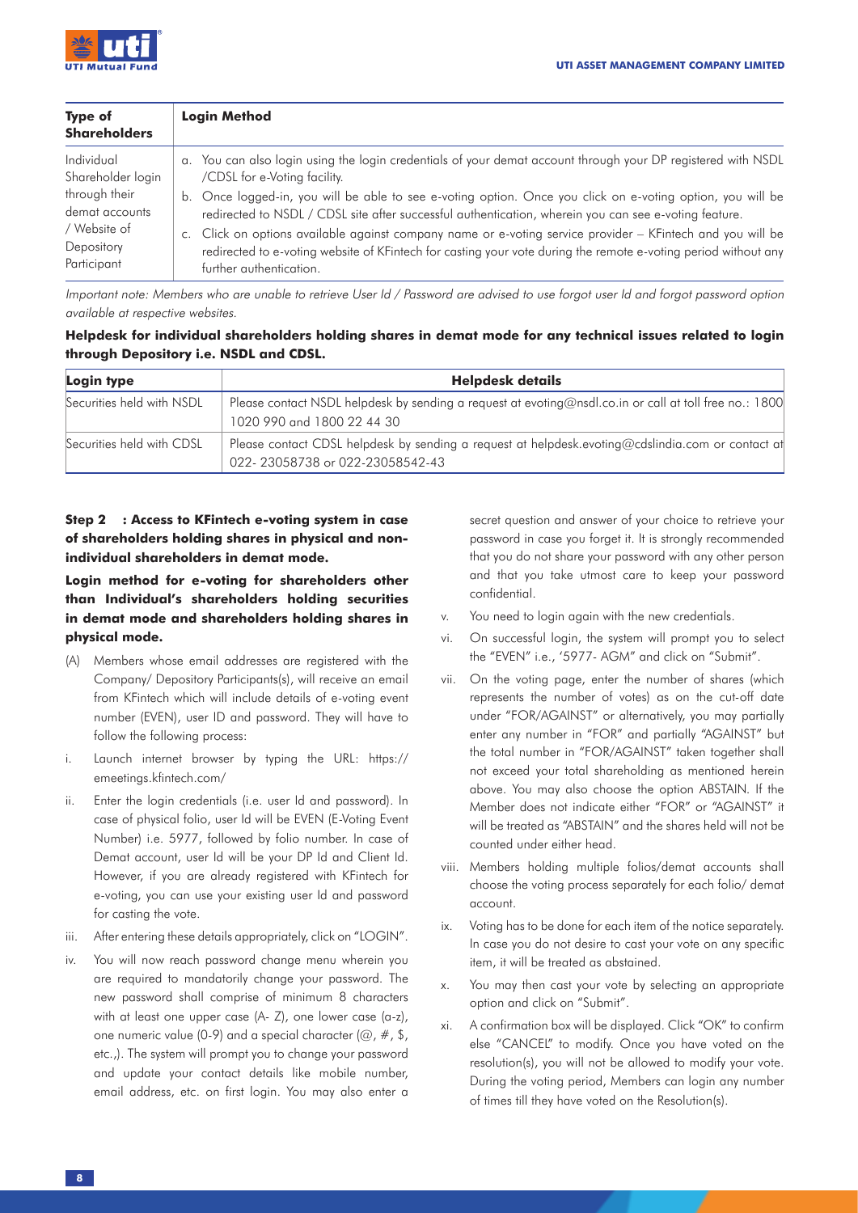| Type of Shareholders | Login Method |
|---|---|
| Individual Shareholder login through their demat accounts / Website of Depository Participant | a. You can also login using the login credentials of your demat account through your DP registered with NSDL /CDSL for e-Voting facility.<br>b. Once logged-in, you will be able to see e-voting option. Once you click on e-voting option, you will be redirected to NSDL / CDSL site after successful authentication, wherein you can see e-voting feature.<br>c. Click on options available against company name or e-voting service provider – KFintech and you will be redirected to e-voting website of KFintech for casting your vote during the remote e-voting period without any further authentication. |

*Important note: Members who are unable to retrieve User Id / Password are advised to use forgot user Id and forgot password option available at respective websites.*

**Helpdesk for individual shareholders holding shares in demat mode for any technical issues related to login through Depository i.e. NSDL and CDSL.**

| Login type | Helpdesk details |
|---|---|
| Securities held with NSDL | Please contact NSDL helpdesk by sending a request at evoting@nsdl.co.in or call at toll free no.: 1800 1020 990 and 1800 22 44 30 |
| Securities held with CDSL | Please contact CDSL helpdesk by sending a request at helpdesk.evoting@cdslindia.com or contact at 022- 23058738 or 022-23058542-43 |

**Step 2 : Access to KFintech e-voting system in case of shareholders holding shares in physical and non-individual shareholders in demat mode.**

**Login method for e-voting for shareholders other than Individual's shareholders holding securities in demat mode and shareholders holding shares in physical mode.**

(A) Members whose email addresses are registered with the Company/ Depository Participants(s), will receive an email from KFintech which will include details of e-voting event number (EVEN), user ID and password. They will have to follow the following process:

i. Launch internet browser by typing the URL: https://emeetings.kfintech.com/

ii. Enter the login credentials (i.e. user Id and password). In case of physical folio, user Id will be EVEN (E-Voting Event Number) i.e. 5977, followed by folio number. In case of Demat account, user Id will be your DP Id and Client Id. However, if you are already registered with KFintech for e-voting, you can use your existing user Id and password for casting the vote.

iii. After entering these details appropriately, click on "LOGIN".

iv. You will now reach password change menu wherein you are required to mandatorily change your password. The new password shall comprise of minimum 8 characters with at least one upper case (A- Z), one lower case (a-z), one numeric value (0-9) and a special character (@, #, $, etc.,). The system will prompt you to change your password and update your contact details like mobile number, email address, etc. on first login. You may also enter a secret question and answer of your choice to retrieve your password in case you forget it. It is strongly recommended that you do not share your password with any other person and that you take utmost care to keep your password confidential.

v. You need to login again with the new credentials.

vi. On successful login, the system will prompt you to select the "EVEN" i.e., '5977- AGM" and click on "Submit".

vii. On the voting page, enter the number of shares (which represents the number of votes) as on the cut-off date under "FOR/AGAINST" or alternatively, you may partially enter any number in "FOR" and partially "AGAINST" but the total number in "FOR/AGAINST" taken together shall not exceed your total shareholding as mentioned herein above. You may also choose the option ABSTAIN. If the Member does not indicate either "FOR" or "AGAINST" it will be treated as "ABSTAIN" and the shares held will not be counted under either head.

viii. Members holding multiple folios/demat accounts shall choose the voting process separately for each folio/ demat account.

ix. Voting has to be done for each item of the notice separately. In case you do not desire to cast your vote on any specific item, it will be treated as abstained.

x. You may then cast your vote by selecting an appropriate option and click on "Submit".

xi. A confirmation box will be displayed. Click "OK" to confirm else "CANCEL" to modify. Once you have voted on the resolution(s), you will not be allowed to modify your vote. During the voting period, Members can login any number of times till they have voted on the Resolution(s).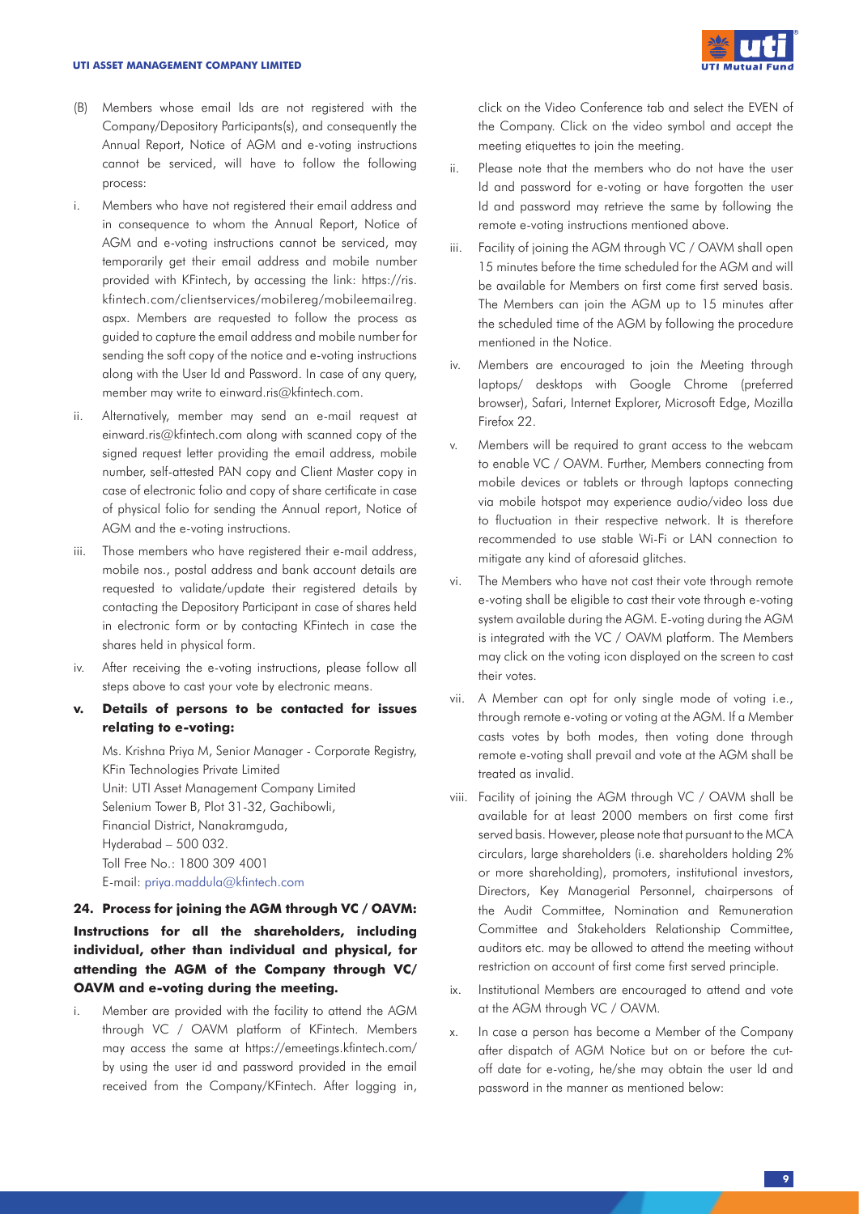(B) Members whose email Ids are not registered with the Company/Depository Participants(s), and consequently the Annual Report, Notice of AGM and e-voting instructions cannot be serviced, will have to follow the following process:

i. Members who have not registered their email address and in consequence to whom the Annual Report, Notice of AGM and e-voting instructions cannot be serviced, may temporarily get their email address and mobile number provided with KFintech, by accessing the link: https://ris.kfintech.com/clientservices/mobilereg/mobileemailreg.aspx. Members are requested to follow the process as guided to capture the email address and mobile number for sending the soft copy of the notice and e-voting instructions along with the User Id and Password. In case of any query, member may write to einward.ris@kfintech.com.

ii. Alternatively, member may send an e-mail request at einward.ris@kfintech.com along with scanned copy of the signed request letter providing the email address, mobile number, self-attested PAN copy and Client Master copy in case of electronic folio and copy of share certificate in case of physical folio for sending the Annual report, Notice of AGM and the e-voting instructions.

iii. Those members who have registered their e-mail address, mobile nos., postal address and bank account details are requested to validate/update their registered details by contacting the Depository Participant in case of shares held in electronic form or by contacting KFintech in case the shares held in physical form.

iv. After receiving the e-voting instructions, please follow all steps above to cast your vote by electronic means.

**v. Details of persons to be contacted for issues relating to e-voting:**

Ms. Krishna Priya M, Senior Manager - Corporate Registry,
KFin Technologies Private Limited
Unit: UTI Asset Management Company Limited
Selenium Tower B, Plot 31-32, Gachibowli,
Financial District, Nanakramguda,
Hyderabad – 500 032.
Toll Free No.: 1800 309 4001
E-mail: priya.maddula@kfintech.com

**24. Process for joining the AGM through VC / OAVM:**

**Instructions for all the shareholders, including individual, other than individual and physical, for attending the AGM of the Company through VC/ OAVM and e-voting during the meeting.**

i. Member are provided with the facility to attend the AGM through VC / OAVM platform of KFintech. Members may access the same at https://emeetings.kfintech.com/ by using the user id and password provided in the email received from the Company/KFintech. After logging in, click on the Video Conference tab and select the EVEN of the Company. Click on the video symbol and accept the meeting etiquettes to join the meeting.

ii. Please note that the members who do not have the user Id and password for e-voting or have forgotten the user Id and password may retrieve the same by following the remote e-voting instructions mentioned above.

iii. Facility of joining the AGM through VC / OAVM shall open 15 minutes before the time scheduled for the AGM and will be available for Members on first come first served basis. The Members can join the AGM up to 15 minutes after the scheduled time of the AGM by following the procedure mentioned in the Notice.

iv. Members are encouraged to join the Meeting through laptops/ desktops with Google Chrome (preferred browser), Safari, Internet Explorer, Microsoft Edge, Mozilla Firefox 22.

v. Members will be required to grant access to the webcam to enable VC / OAVM. Further, Members connecting from mobile devices or tablets or through laptops connecting via mobile hotspot may experience audio/video loss due to fluctuation in their respective network. It is therefore recommended to use stable Wi-Fi or LAN connection to mitigate any kind of aforesaid glitches.

vi. The Members who have not cast their vote through remote e-voting shall be eligible to cast their vote through e-voting system available during the AGM. E-voting during the AGM is integrated with the VC / OAVM platform. The Members may click on the voting icon displayed on the screen to cast their votes.

vii. A Member can opt for only single mode of voting i.e., through remote e-voting or voting at the AGM. If a Member casts votes by both modes, then voting done through remote e-voting shall prevail and vote at the AGM shall be treated as invalid.

viii. Facility of joining the AGM through VC / OAVM shall be available for at least 2000 members on first come first served basis. However, please note that pursuant to the MCA circulars, large shareholders (i.e. shareholders holding 2% or more shareholding), promoters, institutional investors, Directors, Key Managerial Personnel, chairpersons of the Audit Committee, Nomination and Remuneration Committee and Stakeholders Relationship Committee, auditors etc. may be allowed to attend the meeting without restriction on account of first come first served principle.

ix. Institutional Members are encouraged to attend and vote at the AGM through VC / OAVM.

x. In case a person has become a Member of the Company after dispatch of AGM Notice but on or before the cut-off date for e-voting, he/she may obtain the user Id and password in the manner as mentioned below: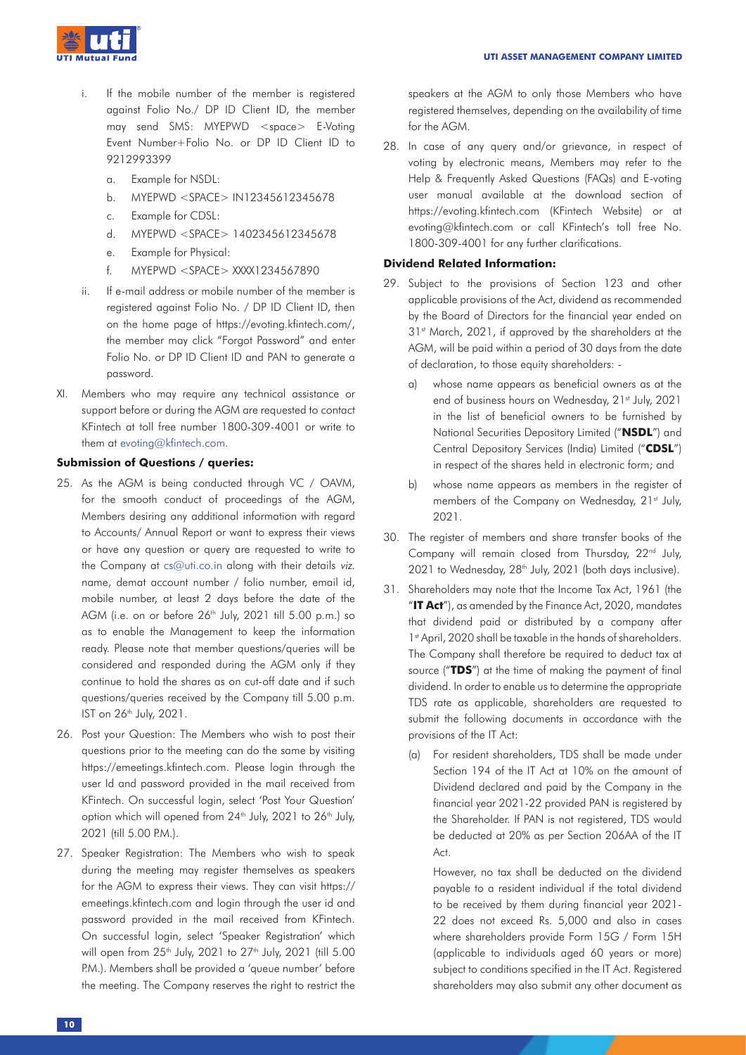i. If the mobile number of the member is registered against Folio No./ DP ID Client ID, the member may send SMS: MYEPWD <space> E-Voting Event Number+Folio No. or DP ID Client ID to 9212993399

   a. Example for NSDL:
   b. MYEPWD <SPACE> IN12345612345678
   c. Example for CDSL:
   d. MYEPWD <SPACE> 1402345612345678
   e. Example for Physical:
   f. MYEPWD <SPACE> XXXX1234567890

ii. If e-mail address or mobile number of the member is registered against Folio No. / DP ID Client ID, then on the home page of https://evoting.kfintech.com/, the member may click "Forgot Password" and enter Folio No. or DP ID Client ID and PAN to generate a password.

XI. Members who may require any technical assistance or support before or during the AGM are requested to contact KFintech at toll free number 1800-309-4001 or write to them at evoting@kfintech.com.

**Submission of Questions / queries:**

25. As the AGM is being conducted through VC / OAVM, for the smooth conduct of proceedings of the AGM, Members desiring any additional information with regard to Accounts/ Annual Report or want to express their views or have any question or query are requested to write to the Company at cs@uti.co.in along with their details *viz.* name, demat account number / folio number, email id, mobile number, at least 2 days before the date of the AGM (i.e. on or before 26th July, 2021 till 5.00 p.m.) so as to enable the Management to keep the information ready. Please note that member questions/queries will be considered and responded during the AGM only if they continue to hold the shares as on cut-off date and if such questions/queries received by the Company till 5.00 p.m. IST on 26th July, 2021.

26. Post your Question: The Members who wish to post their questions prior to the meeting can do the same by visiting https://emeetings.kfintech.com. Please login through the user Id and password provided in the mail received from KFintech. On successful login, select 'Post Your Question' option which will opened from 24th July, 2021 to 26th July, 2021 (till 5.00 P.M.).

27. Speaker Registration: The Members who wish to speak during the meeting may register themselves as speakers for the AGM to express their views. They can visit https://emeetings.kfintech.com and login through the user id and password provided in the mail received from KFintech. On successful login, select 'Speaker Registration' which will open from 25th July, 2021 to 27th July, 2021 (till 5.00 P.M.). Members shall be provided a 'queue number' before the meeting. The Company reserves the right to restrict the speakers at the AGM to only those Members who have registered themselves, depending on the availability of time for the AGM.

28. In case of any query and/or grievance, in respect of voting by electronic means, Members may refer to the Help & Frequently Asked Questions (FAQs) and E-voting user manual available at the download section of https://evoting.kfintech.com (KFintech Website) or at evoting@kfintech.com or call KFintech's toll free No. 1800-309-4001 for any further clarifications.

**Dividend Related Information:**

29. Subject to the provisions of Section 123 and other applicable provisions of the Act, dividend as recommended by the Board of Directors for the financial year ended on 31st March, 2021, if approved by the shareholders at the AGM, will be paid within a period of 30 days from the date of declaration, to those equity shareholders: -

    a) whose name appears as beneficial owners as at the end of business hours on Wednesday, 21st July, 2021 in the list of beneficial owners to be furnished by National Securities Depository Limited ("**NSDL**") and Central Depository Services (India) Limited ("**CDSL**") in respect of the shares held in electronic form; and

    b) whose name appears as members in the register of members of the Company on Wednesday, 21st July, 2021.

30. The register of members and share transfer books of the Company will remain closed from Thursday, 22nd July, 2021 to Wednesday, 28th July, 2021 (both days inclusive).

31. Shareholders may note that the Income Tax Act, 1961 (the "**IT Act**"), as amended by the Finance Act, 2020, mandates that dividend paid or distributed by a company after 1st April, 2020 shall be taxable in the hands of shareholders. The Company shall therefore be required to deduct tax at source ("**TDS**") at the time of making the payment of final dividend. In order to enable us to determine the appropriate TDS rate as applicable, shareholders are requested to submit the following documents in accordance with the provisions of the IT Act:

    (a) For resident shareholders, TDS shall be made under Section 194 of the IT Act at 10% on the amount of Dividend declared and paid by the Company in the financial year 2021-22 provided PAN is registered by the Shareholder. If PAN is not registered, TDS would be deducted at 20% as per Section 206AA of the IT Act.

    However, no tax shall be deducted on the dividend payable to a resident individual if the total dividend to be received by them during financial year 2021-22 does not exceed Rs. 5,000 and also in cases where shareholders provide Form 15G / Form 15H (applicable to individuals aged 60 years or more) subject to conditions specified in the IT Act. Registered shareholders may also submit any other document as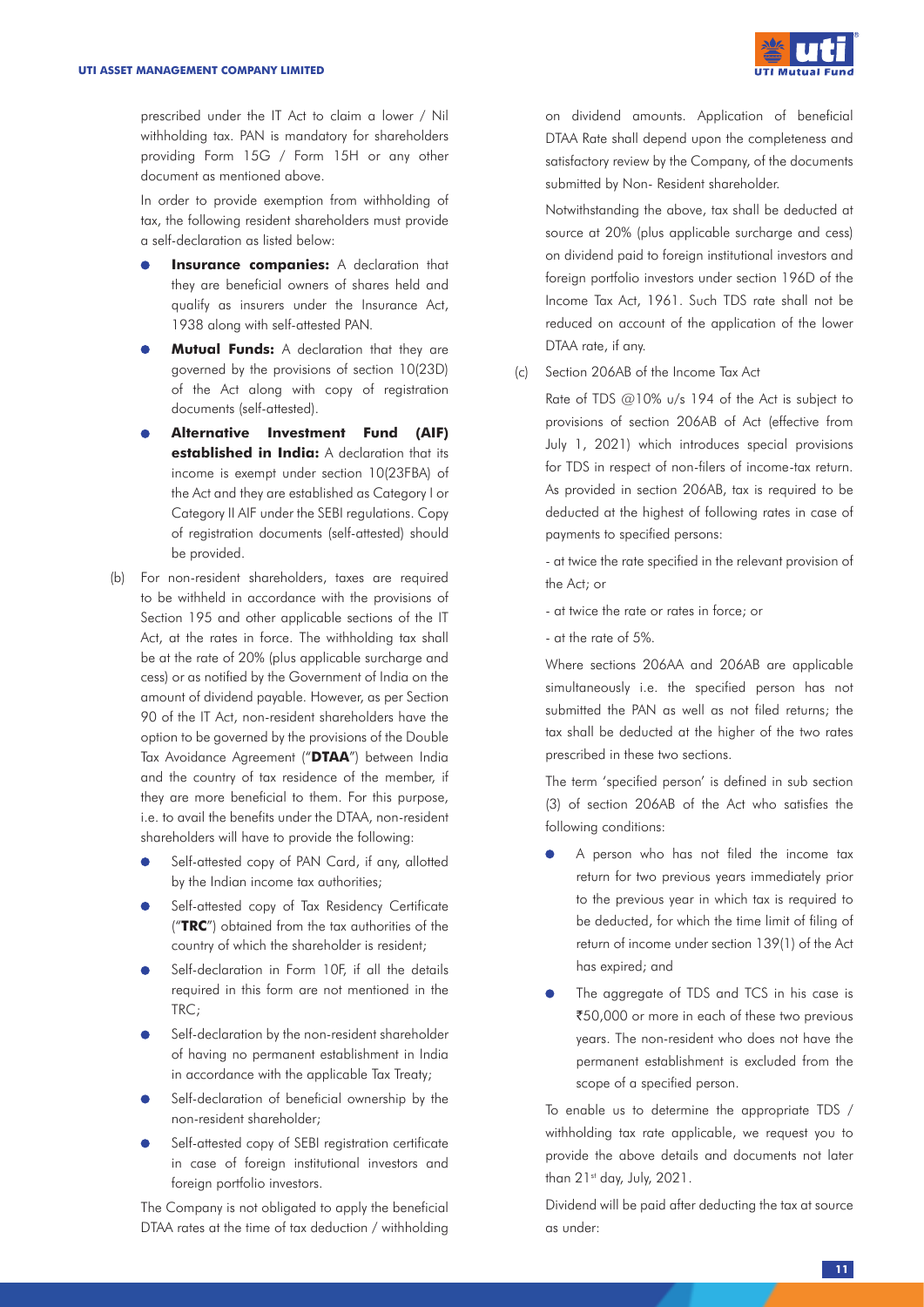prescribed under the IT Act to claim a lower / Nil withholding tax. PAN is mandatory for shareholders providing Form 15G / Form 15H or any other document as mentioned above.

In order to provide exemption from withholding of tax, the following resident shareholders must provide a self-declaration as listed below:

- **Insurance companies:** A declaration that they are beneficial owners of shares held and qualify as insurers under the Insurance Act, 1938 along with self-attested PAN.
- **Mutual Funds:** A declaration that they are governed by the provisions of section 10(23D) of the Act along with copy of registration documents (self-attested).
- **Alternative Investment Fund (AIF) established in India:** A declaration that its income is exempt under section 10(23FBA) of the Act and they are established as Category I or Category II AIF under the SEBI regulations. Copy of registration documents (self-attested) should be provided.

(b) For non-resident shareholders, taxes are required to be withheld in accordance with the provisions of Section 195 and other applicable sections of the IT Act, at the rates in force. The withholding tax shall be at the rate of 20% (plus applicable surcharge and cess) or as notified by the Government of India on the amount of dividend payable. However, as per Section 90 of the IT Act, non-resident shareholders have the option to be governed by the provisions of the Double Tax Avoidance Agreement ("**DTAA**") between India and the country of tax residence of the member, if they are more beneficial to them. For this purpose, i.e. to avail the benefits under the DTAA, non-resident shareholders will have to provide the following:

- Self-attested copy of PAN Card, if any, allotted by the Indian income tax authorities;
- Self-attested copy of Tax Residency Certificate ("**TRC**") obtained from the tax authorities of the country of which the shareholder is resident;
- Self-declaration in Form 10F, if all the details required in this form are not mentioned in the TRC;
- Self-declaration by the non-resident shareholder of having no permanent establishment in India in accordance with the applicable Tax Treaty;
- Self-declaration of beneficial ownership by the non-resident shareholder;
- Self-attested copy of SEBI registration certificate in case of foreign institutional investors and foreign portfolio investors.

The Company is not obligated to apply the beneficial DTAA rates at the time of tax deduction / withholding on dividend amounts. Application of beneficial DTAA Rate shall depend upon the completeness and satisfactory review by the Company, of the documents submitted by Non- Resident shareholder.

Notwithstanding the above, tax shall be deducted at source at 20% (plus applicable surcharge and cess) on dividend paid to foreign institutional investors and foreign portfolio investors under section 196D of the Income Tax Act, 1961. Such TDS rate shall not be reduced on account of the application of the lower DTAA rate, if any.

(c) Section 206AB of the Income Tax Act

Rate of TDS @10% u/s 194 of the Act is subject to provisions of section 206AB of Act (effective from July 1, 2021) which introduces special provisions for TDS in respect of non-filers of income-tax return. As provided in section 206AB, tax is required to be deducted at the highest of following rates in case of payments to specified persons:

- at twice the rate specified in the relevant provision of the Act; or

- at twice the rate or rates in force; or

- at the rate of 5%.

Where sections 206AA and 206AB are applicable simultaneously i.e. the specified person has not submitted the PAN as well as not filed returns; the tax shall be deducted at the higher of the two rates prescribed in these two sections.

The term 'specified person' is defined in sub section (3) of section 206AB of the Act who satisfies the following conditions:

- A person who has not filed the income tax return for two previous years immediately prior to the previous year in which tax is required to be deducted, for which the time limit of filing of return of income under section 139(1) of the Act has expired; and
- The aggregate of TDS and TCS in his case is ₹50,000 or more in each of these two previous years. The non-resident who does not have the permanent establishment is excluded from the scope of a specified person.

To enable us to determine the appropriate TDS / withholding tax rate applicable, we request you to provide the above details and documents not later than 21st day, July, 2021.

Dividend will be paid after deducting the tax at source as under: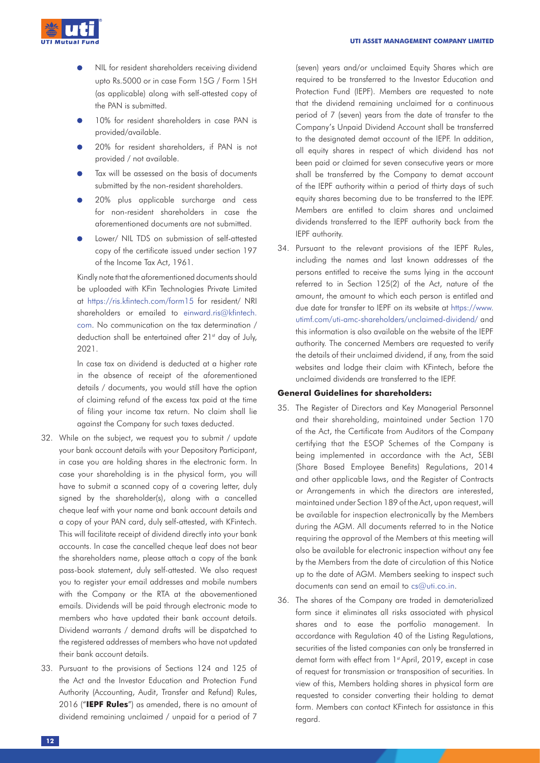- NIL for resident shareholders receiving dividend upto Rs.5000 or in case Form 15G / Form 15H (as applicable) along with self-attested copy of the PAN is submitted.
- 10% for resident shareholders in case PAN is provided/available.
- 20% for resident shareholders, if PAN is not provided / not available.
- Tax will be assessed on the basis of documents submitted by the non-resident shareholders.
- 20% plus applicable surcharge and cess for non-resident shareholders in case the aforementioned documents are not submitted.
- Lower/ NIL TDS on submission of self-attested copy of the certificate issued under section 197 of the Income Tax Act, 1961.

Kindly note that the aforementioned documents should be uploaded with KFin Technologies Private Limited at https://ris.kfintech.com/form15 for resident/ NRI shareholders or emailed to einward.ris@kfintech.com. No communication on the tax determination / deduction shall be entertained after 21st day of July, 2021.

In case tax on dividend is deducted at a higher rate in the absence of receipt of the aforementioned details / documents, you would still have the option of claiming refund of the excess tax paid at the time of filing your income tax return. No claim shall lie against the Company for such taxes deducted.

32. While on the subject, we request you to submit / update your bank account details with your Depository Participant, in case you are holding shares in the electronic form. In case your shareholding is in the physical form, you will have to submit a scanned copy of a covering letter, duly signed by the shareholder(s), along with a cancelled cheque leaf with your name and bank account details and a copy of your PAN card, duly self-attested, with KFintech. This will facilitate receipt of dividend directly into your bank accounts. In case the cancelled cheque leaf does not bear the shareholders name, please attach a copy of the bank pass-book statement, duly self-attested. We also request you to register your email addresses and mobile numbers with the Company or the RTA at the abovementioned emails. Dividends will be paid through electronic mode to members who have updated their bank account details. Dividend warrants / demand drafts will be dispatched to the registered addresses of members who have not updated their bank account details.

33. Pursuant to the provisions of Sections 124 and 125 of the Act and the Investor Education and Protection Fund Authority (Accounting, Audit, Transfer and Refund) Rules, 2016 ("**IEPF Rules**") as amended, there is no amount of dividend remaining unclaimed / unpaid for a period of 7 (seven) years and/or unclaimed Equity Shares which are required to be transferred to the Investor Education and Protection Fund (IEPF). Members are requested to note that the dividend remaining unclaimed for a continuous period of 7 (seven) years from the date of transfer to the Company's Unpaid Dividend Account shall be transferred to the designated demat account of the IEPF. In addition, all equity shares in respect of which dividend has not been paid or claimed for seven consecutive years or more shall be transferred by the Company to demat account of the IEPF authority within a period of thirty days of such equity shares becoming due to be transferred to the IEPF. Members are entitled to claim shares and unclaimed dividends transferred to the IEPF authority back from the IEPF authority.

34. Pursuant to the relevant provisions of the IEPF Rules, including the names and last known addresses of the persons entitled to receive the sums lying in the account referred to in Section 125(2) of the Act, nature of the amount, the amount to which each person is entitled and due date for transfer to IEPF on its website at https://www.utimf.com/uti-amc-shareholders/unclaimed-dividend/ and this information is also available on the website of the IEPF authority. The concerned Members are requested to verify the details of their unclaimed dividend, if any, from the said websites and lodge their claim with KFintech, before the unclaimed dividends are transferred to the IEPF.

**General Guidelines for shareholders:**

35. The Register of Directors and Key Managerial Personnel and their shareholding, maintained under Section 170 of the Act, the Certificate from Auditors of the Company certifying that the ESOP Schemes of the Company is being implemented in accordance with the Act, SEBI (Share Based Employee Benefits) Regulations, 2014 and other applicable laws, and the Register of Contracts or Arrangements in which the directors are interested, maintained under Section 189 of the Act, upon request, will be available for inspection electronically by the Members during the AGM. All documents referred to in the Notice requiring the approval of the Members at this meeting will also be available for electronic inspection without any fee by the Members from the date of circulation of this Notice up to the date of AGM. Members seeking to inspect such documents can send an email to cs@uti.co.in.

36. The shares of the Company are traded in dematerialized form since it eliminates all risks associated with physical shares and to ease the portfolio management. In accordance with Regulation 40 of the Listing Regulations, securities of the listed companies can only be transferred in demat form with effect from 1st April, 2019, except in case of request for transmission or transposition of securities. In view of this, Members holding shares in physical form are requested to consider converting their holding to demat form. Members can contact KFintech for assistance in this regard.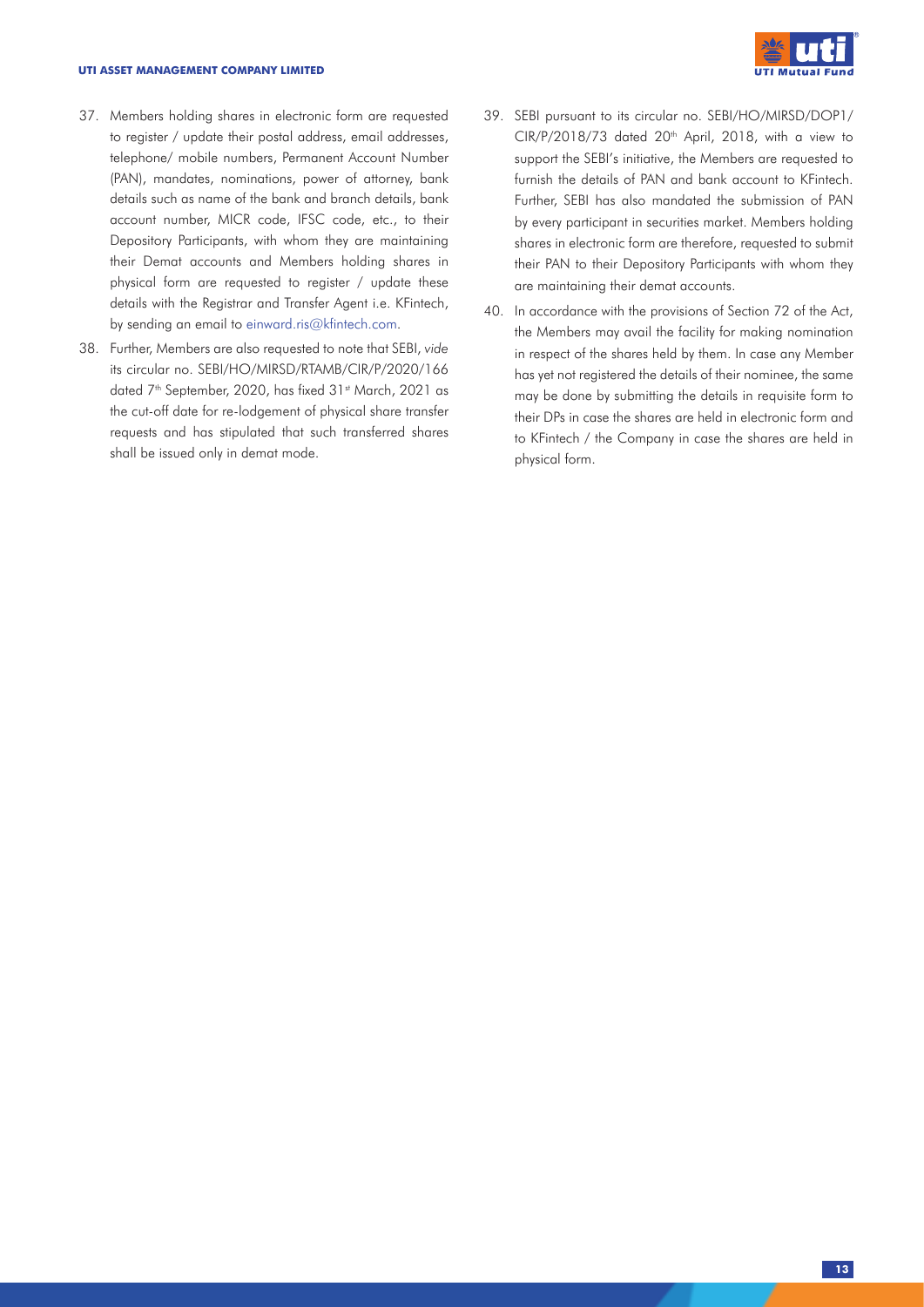37. Members holding shares in electronic form are requested to register / update their postal address, email addresses, telephone/ mobile numbers, Permanent Account Number (PAN), mandates, nominations, power of attorney, bank details such as name of the bank and branch details, bank account number, MICR code, IFSC code, etc., to their Depository Participants, with whom they are maintaining their Demat accounts and Members holding shares in physical form are requested to register / update these details with the Registrar and Transfer Agent i.e. KFintech, by sending an email to einward.ris@kfintech.com.

38. Further, Members are also requested to note that SEBI, *vide* its circular no. SEBI/HO/MIRSD/RTAMB/CIR/P/2020/166 dated 7th September, 2020, has fixed 31st March, 2021 as the cut-off date for re-lodgement of physical share transfer requests and has stipulated that such transferred shares shall be issued only in demat mode.

39. SEBI pursuant to its circular no. SEBI/HO/MIRSD/DOP1/CIR/P/2018/73 dated 20th April, 2018, with a view to support the SEBI's initiative, the Members are requested to furnish the details of PAN and bank account to KFintech. Further, SEBI has also mandated the submission of PAN by every participant in securities market. Members holding shares in electronic form are therefore, requested to submit their PAN to their Depository Participants with whom they are maintaining their demat accounts.

40. In accordance with the provisions of Section 72 of the Act, the Members may avail the facility for making nomination in respect of the shares held by them. In case any Member has yet not registered the details of their nominee, the same may be done by submitting the details in requisite form to their DPs in case the shares are held in electronic form and to KFintech / the Company in case the shares are held in physical form.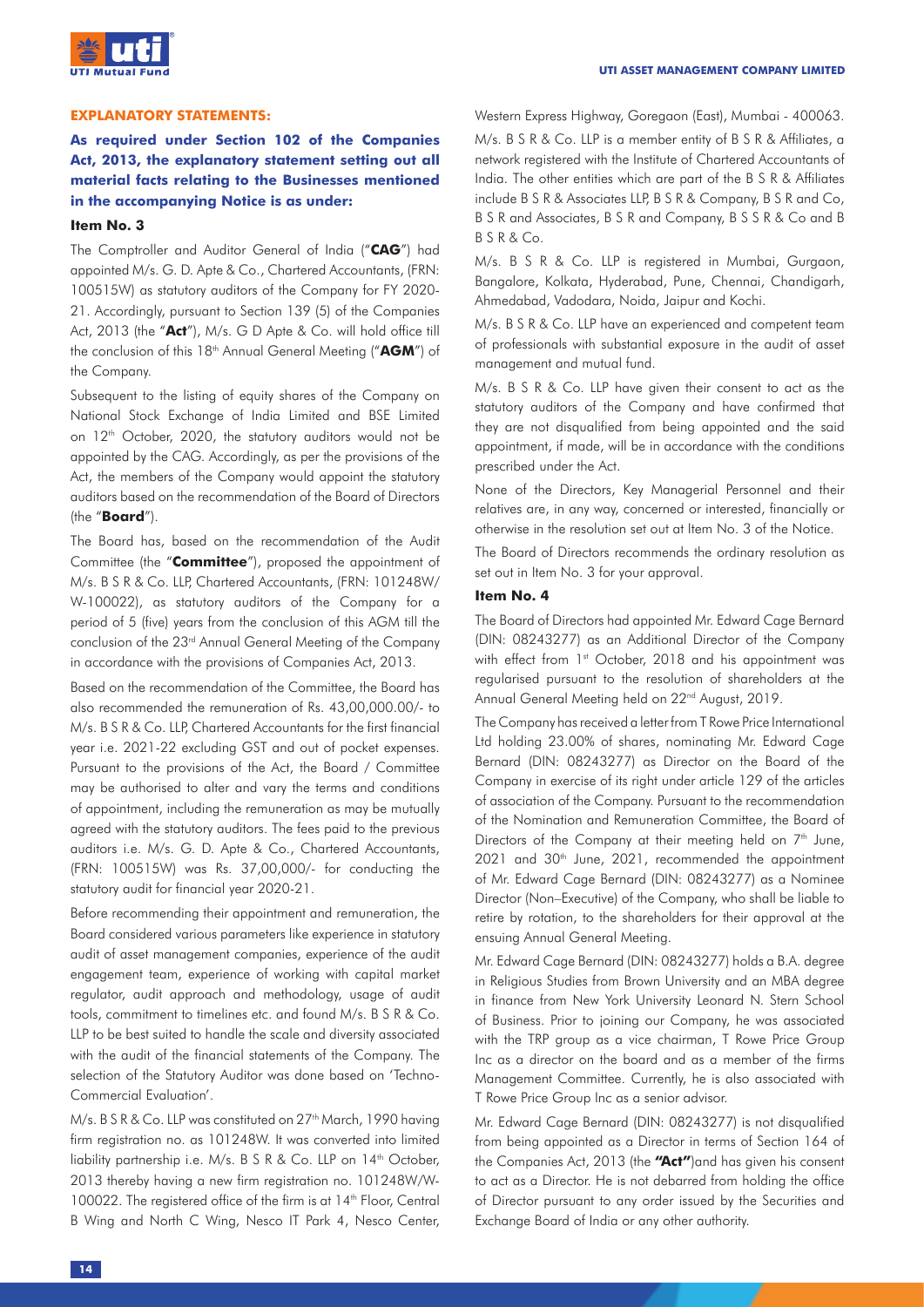## EXPLANATORY STATEMENTS:

**As required under Section 102 of the Companies Act, 2013, the explanatory statement setting out all material facts relating to the Businesses mentioned in the accompanying Notice is as under:**

### Item No. 3

The Comptroller and Auditor General of India ("**CAG**") had appointed M/s. G. D. Apte & Co., Chartered Accountants, (FRN: 100515W) as statutory auditors of the Company for FY 2020-21. Accordingly, pursuant to Section 139 (5) of the Companies Act, 2013 (the "**Act**"), M/s. G D Apte & Co. will hold office till the conclusion of this 18th Annual General Meeting ("**AGM**") of the Company.

Subsequent to the listing of equity shares of the Company on National Stock Exchange of India Limited and BSE Limited on 12th October, 2020, the statutory auditors would not be appointed by the CAG. Accordingly, as per the provisions of the Act, the members of the Company would appoint the statutory auditors based on the recommendation of the Board of Directors (the "**Board**").

The Board has, based on the recommendation of the Audit Committee (the "**Committee**"), proposed the appointment of M/s. B S R & Co. LLP, Chartered Accountants, (FRN: 101248W/W-100022), as statutory auditors of the Company for a period of 5 (five) years from the conclusion of this AGM till the conclusion of the 23rd Annual General Meeting of the Company in accordance with the provisions of Companies Act, 2013.

Based on the recommendation of the Committee, the Board has also recommended the remuneration of Rs. 43,00,000.00/- to M/s. B S R & Co. LLP, Chartered Accountants for the first financial year i.e. 2021-22 excluding GST and out of pocket expenses. Pursuant to the provisions of the Act, the Board / Committee may be authorised to alter and vary the terms and conditions of appointment, including the remuneration as may be mutually agreed with the statutory auditors. The fees paid to the previous auditors i.e. M/s. G. D. Apte & Co., Chartered Accountants, (FRN: 100515W) was Rs. 37,00,000/- for conducting the statutory audit for financial year 2020-21.

Before recommending their appointment and remuneration, the Board considered various parameters like experience in statutory audit of asset management companies, experience of the audit engagement team, experience of working with capital market regulator, audit approach and methodology, usage of audit tools, commitment to timelines etc. and found M/s. B S R & Co. LLP to be best suited to handle the scale and diversity associated with the audit of the financial statements of the Company. The selection of the Statutory Auditor was done based on 'Techno-Commercial Evaluation'.

M/s. B S R & Co. LLP was constituted on 27th March, 1990 having firm registration no. as 101248W. It was converted into limited liability partnership i.e. M/s. B S R & Co. LLP on 14th October, 2013 thereby having a new firm registration no. 101248W/W-100022. The registered office of the firm is at 14th Floor, Central B Wing and North C Wing, Nesco IT Park 4, Nesco Center, Western Express Highway, Goregaon (East), Mumbai - 400063.

M/s. B S R & Co. LLP is a member entity of B S R & Affiliates, a network registered with the Institute of Chartered Accountants of India. The other entities which are part of the B S R & Affiliates include B S R & Associates LLP, B S R & Company, B S R and Co, B S R and Associates, B S R and Company, B S S R & Co and B B S R & Co.

M/s. B S R & Co. LLP is registered in Mumbai, Gurgaon, Bangalore, Kolkata, Hyderabad, Pune, Chennai, Chandigarh, Ahmedabad, Vadodara, Noida, Jaipur and Kochi.

M/s. B S R & Co. LLP have an experienced and competent team of professionals with substantial exposure in the audit of asset management and mutual fund.

M/s. B S R & Co. LLP have given their consent to act as the statutory auditors of the Company and have confirmed that they are not disqualified from being appointed and the said appointment, if made, will be in accordance with the conditions prescribed under the Act.

None of the Directors, Key Managerial Personnel and their relatives are, in any way, concerned or interested, financially or otherwise in the resolution set out at Item No. 3 of the Notice.

The Board of Directors recommends the ordinary resolution as set out in Item No. 3 for your approval.

### Item No. 4

The Board of Directors had appointed Mr. Edward Cage Bernard (DIN: 08243277) as an Additional Director of the Company with effect from 1st October, 2018 and his appointment was regularised pursuant to the resolution of shareholders at the Annual General Meeting held on 22nd August, 2019.

The Company has received a letter from T Rowe Price International Ltd holding 23.00% of shares, nominating Mr. Edward Cage Bernard (DIN: 08243277) as Director on the Board of the Company in exercise of its right under article 129 of the articles of association of the Company. Pursuant to the recommendation of the Nomination and Remuneration Committee, the Board of Directors of the Company at their meeting held on 7th June, 2021 and 30th June, 2021, recommended the appointment of Mr. Edward Cage Bernard (DIN: 08243277) as a Nominee Director (Non–Executive) of the Company, who shall be liable to retire by rotation, to the shareholders for their approval at the ensuing Annual General Meeting.

Mr. Edward Cage Bernard (DIN: 08243277) holds a B.A. degree in Religious Studies from Brown University and an MBA degree in finance from New York University Leonard N. Stern School of Business. Prior to joining our Company, he was associated with the TRP group as a vice chairman, T Rowe Price Group Inc as a director on the board and as a member of the firms Management Committee. Currently, he is also associated with T Rowe Price Group Inc as a senior advisor.

Mr. Edward Cage Bernard (DIN: 08243277) is not disqualified from being appointed as a Director in terms of Section 164 of the Companies Act, 2013 (the **"Act"**)and has given his consent to act as a Director. He is not debarred from holding the office of Director pursuant to any order issued by the Securities and Exchange Board of India or any other authority.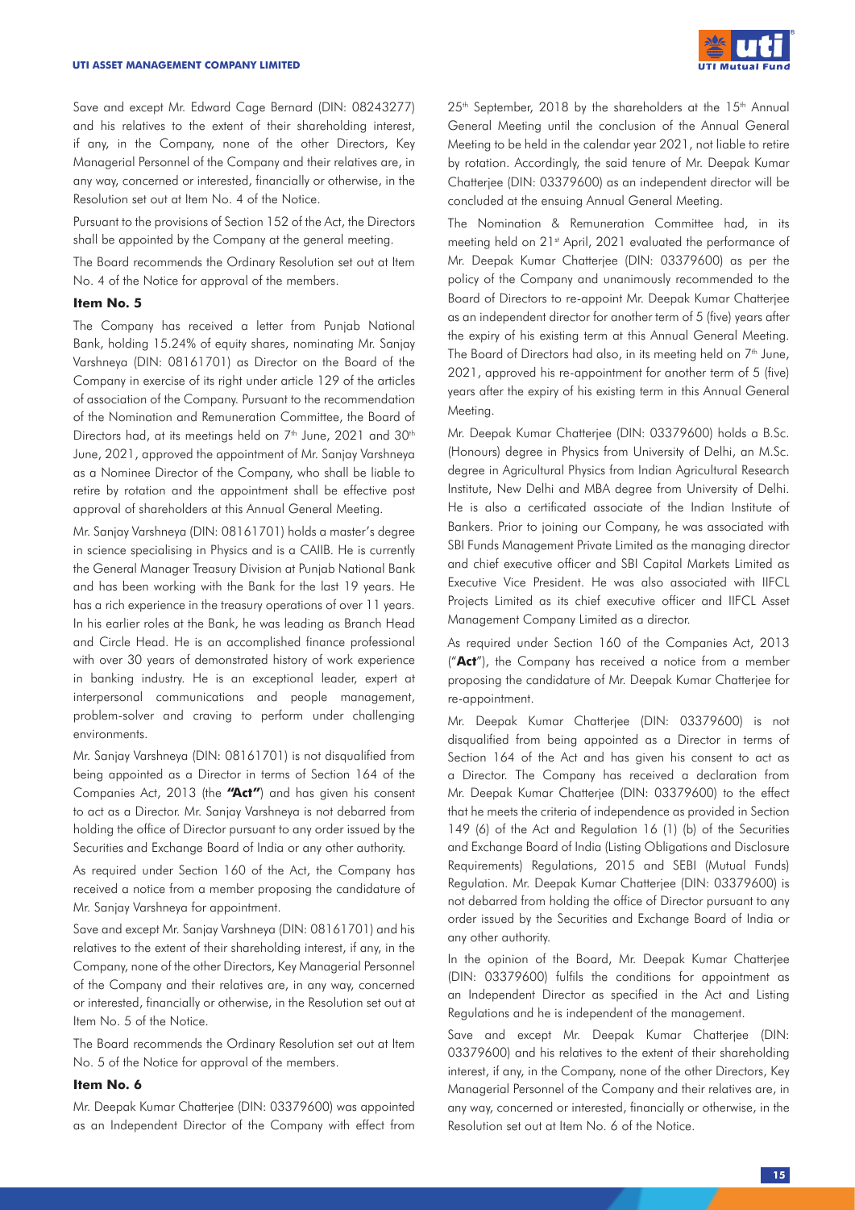Save and except Mr. Edward Cage Bernard (DIN: 08243277) and his relatives to the extent of their shareholding interest, if any, in the Company, none of the other Directors, Key Managerial Personnel of the Company and their relatives are, in any way, concerned or interested, financially or otherwise, in the Resolution set out at Item No. 4 of the Notice.

Pursuant to the provisions of Section 152 of the Act, the Directors shall be appointed by the Company at the general meeting.

The Board recommends the Ordinary Resolution set out at Item No. 4 of the Notice for approval of the members.

#### Item No. 5

The Company has received a letter from Punjab National Bank, holding 15.24% of equity shares, nominating Mr. Sanjay Varshneya (DIN: 08161701) as Director on the Board of the Company in exercise of its right under article 129 of the articles of association of the Company. Pursuant to the recommendation of the Nomination and Remuneration Committee, the Board of Directors had, at its meetings held on 7th June, 2021 and 30th June, 2021, approved the appointment of Mr. Sanjay Varshneya as a Nominee Director of the Company, who shall be liable to retire by rotation and the appointment shall be effective post approval of shareholders at this Annual General Meeting.

Mr. Sanjay Varshneya (DIN: 08161701) holds a master's degree in science specialising in Physics and is a CAIIB. He is currently the General Manager Treasury Division at Punjab National Bank and has been working with the Bank for the last 19 years. He has a rich experience in the treasury operations of over 11 years. In his earlier roles at the Bank, he was leading as Branch Head and Circle Head. He is an accomplished finance professional with over 30 years of demonstrated history of work experience in banking industry. He is an exceptional leader, expert at interpersonal communications and people management, problem-solver and craving to perform under challenging environments.

Mr. Sanjay Varshneya (DIN: 08161701) is not disqualified from being appointed as a Director in terms of Section 164 of the Companies Act, 2013 (the **"Act"**) and has given his consent to act as a Director. Mr. Sanjay Varshneya is not debarred from holding the office of Director pursuant to any order issued by the Securities and Exchange Board of India or any other authority.

As required under Section 160 of the Act, the Company has received a notice from a member proposing the candidature of Mr. Sanjay Varshneya for appointment.

Save and except Mr. Sanjay Varshneya (DIN: 08161701) and his relatives to the extent of their shareholding interest, if any, in the Company, none of the other Directors, Key Managerial Personnel of the Company and their relatives are, in any way, concerned or interested, financially or otherwise, in the Resolution set out at Item No. 5 of the Notice.

The Board recommends the Ordinary Resolution set out at Item No. 5 of the Notice for approval of the members.

#### Item No. 6

Mr. Deepak Kumar Chatterjee (DIN: 03379600) was appointed as an Independent Director of the Company with effect from 25th September, 2018 by the shareholders at the 15th Annual General Meeting until the conclusion of the Annual General Meeting to be held in the calendar year 2021, not liable to retire by rotation. Accordingly, the said tenure of Mr. Deepak Kumar Chatterjee (DIN: 03379600) as an independent director will be concluded at the ensuing Annual General Meeting.

The Nomination & Remuneration Committee had, in its meeting held on 21st April, 2021 evaluated the performance of Mr. Deepak Kumar Chatterjee (DIN: 03379600) as per the policy of the Company and unanimously recommended to the Board of Directors to re-appoint Mr. Deepak Kumar Chatterjee as an independent director for another term of 5 (five) years after the expiry of his existing term at this Annual General Meeting. The Board of Directors had also, in its meeting held on 7th June, 2021, approved his re-appointment for another term of 5 (five) years after the expiry of his existing term in this Annual General Meeting.

Mr. Deepak Kumar Chatterjee (DIN: 03379600) holds a B.Sc. (Honours) degree in Physics from University of Delhi, an M.Sc. degree in Agricultural Physics from Indian Agricultural Research Institute, New Delhi and MBA degree from University of Delhi. He is also a certificated associate of the Indian Institute of Bankers. Prior to joining our Company, he was associated with SBI Funds Management Private Limited as the managing director and chief executive officer and SBI Capital Markets Limited as Executive Vice President. He was also associated with IIFCL Projects Limited as its chief executive officer and IIFCL Asset Management Company Limited as a director.

As required under Section 160 of the Companies Act, 2013 ("**Act**"), the Company has received a notice from a member proposing the candidature of Mr. Deepak Kumar Chatterjee for re-appointment.

Mr. Deepak Kumar Chatterjee (DIN: 03379600) is not disqualified from being appointed as a Director in terms of Section 164 of the Act and has given his consent to act as a Director. The Company has received a declaration from Mr. Deepak Kumar Chatterjee (DIN: 03379600) to the effect that he meets the criteria of independence as provided in Section 149 (6) of the Act and Regulation 16 (1) (b) of the Securities and Exchange Board of India (Listing Obligations and Disclosure Requirements) Regulations, 2015 and SEBI (Mutual Funds) Regulation. Mr. Deepak Kumar Chatterjee (DIN: 03379600) is not debarred from holding the office of Director pursuant to any order issued by the Securities and Exchange Board of India or any other authority.

In the opinion of the Board, Mr. Deepak Kumar Chatterjee (DIN: 03379600) fulfils the conditions for appointment as an Independent Director as specified in the Act and Listing Regulations and he is independent of the management.

Save and except Mr. Deepak Kumar Chatterjee (DIN: 03379600) and his relatives to the extent of their shareholding interest, if any, in the Company, none of the other Directors, Key Managerial Personnel of the Company and their relatives are, in any way, concerned or interested, financially or otherwise, in the Resolution set out at Item No. 6 of the Notice.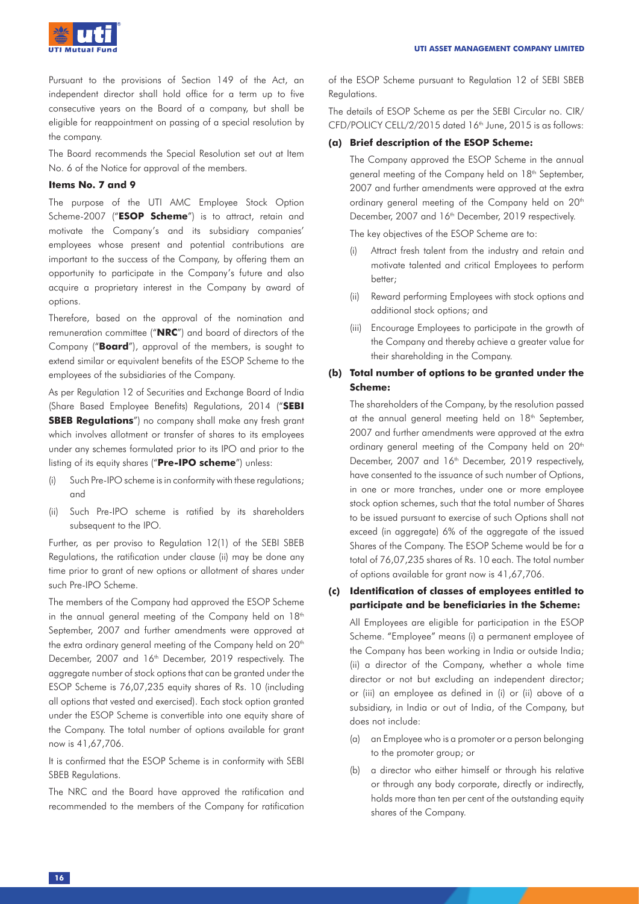Pursuant to the provisions of Section 149 of the Act, an independent director shall hold office for a term up to five consecutive years on the Board of a company, but shall be eligible for reappointment on passing of a special resolution by the company.

The Board recommends the Special Resolution set out at Item No. 6 of the Notice for approval of the members.

**Items No. 7 and 9**

The purpose of the UTI AMC Employee Stock Option Scheme-2007 ("**ESOP Scheme**") is to attract, retain and motivate the Company's and its subsidiary companies' employees whose present and potential contributions are important to the success of the Company, by offering them an opportunity to participate in the Company's future and also acquire a proprietary interest in the Company by award of options.

Therefore, based on the approval of the nomination and remuneration committee ("**NRC**") and board of directors of the Company ("**Board**"), approval of the members, is sought to extend similar or equivalent benefits of the ESOP Scheme to the employees of the subsidiaries of the Company.

As per Regulation 12 of Securities and Exchange Board of India (Share Based Employee Benefits) Regulations, 2014 ("**SEBI SBEB Regulations**") no company shall make any fresh grant which involves allotment or transfer of shares to its employees under any schemes formulated prior to its IPO and prior to the listing of its equity shares ("**Pre-IPO scheme**") unless:

(i) Such Pre-IPO scheme is in conformity with these regulations; and

(ii) Such Pre-IPO scheme is ratified by its shareholders subsequent to the IPO.

Further, as per proviso to Regulation 12(1) of the SEBI SBEB Regulations, the ratification under clause (ii) may be done any time prior to grant of new options or allotment of shares under such Pre-IPO Scheme.

The members of the Company had approved the ESOP Scheme in the annual general meeting of the Company held on 18th September, 2007 and further amendments were approved at the extra ordinary general meeting of the Company held on 20th December, 2007 and 16th December, 2019 respectively. The aggregate number of stock options that can be granted under the ESOP Scheme is 76,07,235 equity shares of Rs. 10 (including all options that vested and exercised). Each stock option granted under the ESOP Scheme is convertible into one equity share of the Company. The total number of options available for grant now is 41,67,706.

It is confirmed that the ESOP Scheme is in conformity with SEBI SBEB Regulations.

The NRC and the Board have approved the ratification and recommended to the members of the Company for ratification of the ESOP Scheme pursuant to Regulation 12 of SEBI SBEB Regulations.

The details of ESOP Scheme as per the SEBI Circular no. CIR/CFD/POLICY CELL/2/2015 dated 16th June, 2015 is as follows:

**(a) Brief description of the ESOP Scheme:**

The Company approved the ESOP Scheme in the annual general meeting of the Company held on 18th September, 2007 and further amendments were approved at the extra ordinary general meeting of the Company held on 20th December, 2007 and 16th December, 2019 respectively.

The key objectives of the ESOP Scheme are to:

(i) Attract fresh talent from the industry and retain and motivate talented and critical Employees to perform better;

(ii) Reward performing Employees with stock options and additional stock options; and

(iii) Encourage Employees to participate in the growth of the Company and thereby achieve a greater value for their shareholding in the Company.

**(b) Total number of options to be granted under the Scheme:**

The shareholders of the Company, by the resolution passed at the annual general meeting held on 18th September, 2007 and further amendments were approved at the extra ordinary general meeting of the Company held on 20th December, 2007 and 16th December, 2019 respectively, have consented to the issuance of such number of Options, in one or more tranches, under one or more employee stock option schemes, such that the total number of Shares to be issued pursuant to exercise of such Options shall not exceed (in aggregate) 6% of the aggregate of the issued Shares of the Company. The ESOP Scheme would be for a total of 76,07,235 shares of Rs. 10 each. The total number of options available for grant now is 41,67,706.

**(c) Identification of classes of employees entitled to participate and be beneficiaries in the Scheme:**

All Employees are eligible for participation in the ESOP Scheme. "Employee" means (i) a permanent employee of the Company has been working in India or outside India; (ii) a director of the Company, whether a whole time director or not but excluding an independent director; or (iii) an employee as defined in (i) or (ii) above of a subsidiary, in India or out of India, of the Company, but does not include:

(a) an Employee who is a promoter or a person belonging to the promoter group; or

(b) a director who either himself or through his relative or through any body corporate, directly or indirectly, holds more than ten per cent of the outstanding equity shares of the Company.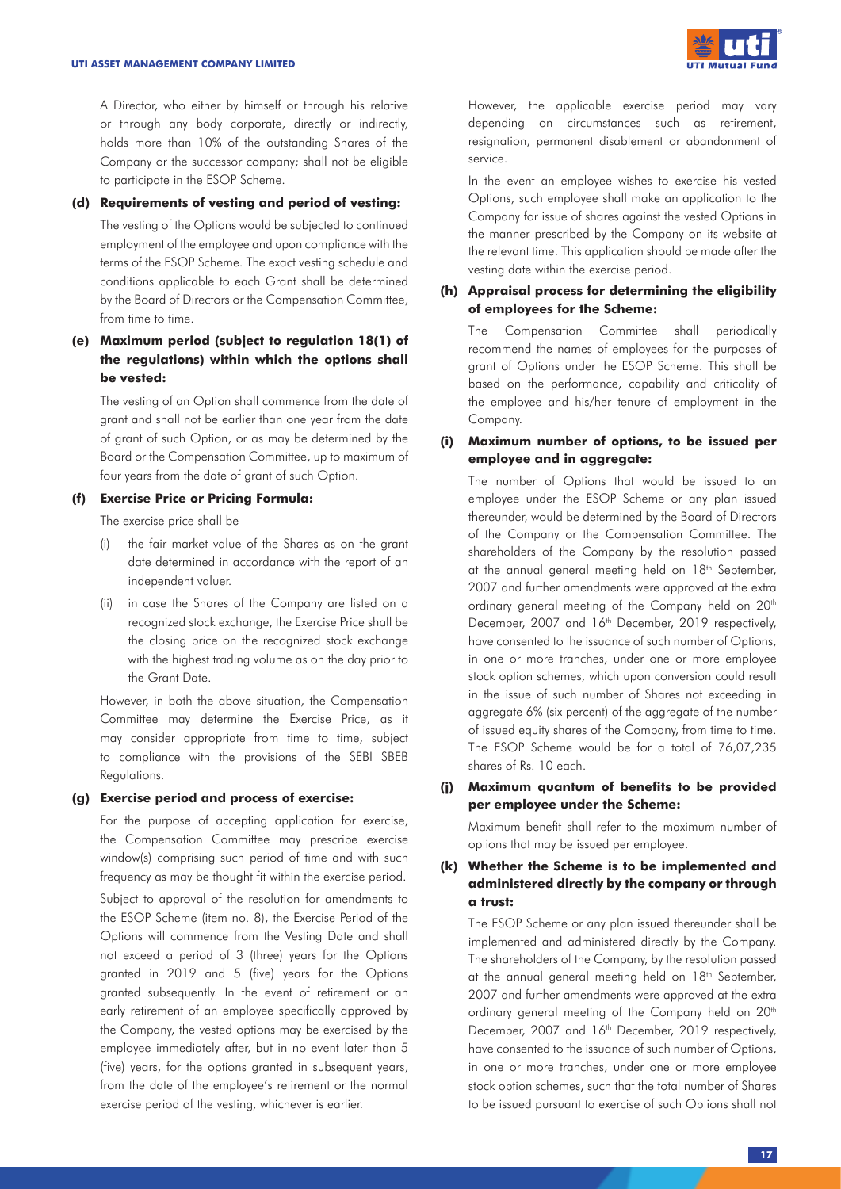A Director, who either by himself or through his relative or through any body corporate, directly or indirectly, holds more than 10% of the outstanding Shares of the Company or the successor company; shall not be eligible to participate in the ESOP Scheme.

**(d) Requirements of vesting and period of vesting:**

The vesting of the Options would be subjected to continued employment of the employee and upon compliance with the terms of the ESOP Scheme. The exact vesting schedule and conditions applicable to each Grant shall be determined by the Board of Directors or the Compensation Committee, from time to time.

**(e) Maximum period (subject to regulation 18(1) of the regulations) within which the options shall be vested:**

The vesting of an Option shall commence from the date of grant and shall not be earlier than one year from the date of grant of such Option, or as may be determined by the Board or the Compensation Committee, up to maximum of four years from the date of grant of such Option.

**(f) Exercise Price or Pricing Formula:**

The exercise price shall be –

(i) the fair market value of the Shares as on the grant date determined in accordance with the report of an independent valuer.

(ii) in case the Shares of the Company are listed on a recognized stock exchange, the Exercise Price shall be the closing price on the recognized stock exchange with the highest trading volume as on the day prior to the Grant Date.

However, in both the above situation, the Compensation Committee may determine the Exercise Price, as it may consider appropriate from time to time, subject to compliance with the provisions of the SEBI SBEB Regulations.

**(g) Exercise period and process of exercise:**

For the purpose of accepting application for exercise, the Compensation Committee may prescribe exercise window(s) comprising such period of time and with such frequency as may be thought fit within the exercise period.

Subject to approval of the resolution for amendments to the ESOP Scheme (item no. 8), the Exercise Period of the Options will commence from the Vesting Date and shall not exceed a period of 3 (three) years for the Options granted in 2019 and 5 (five) years for the Options granted subsequently. In the event of retirement or an early retirement of an employee specifically approved by the Company, the vested options may be exercised by the employee immediately after, but in no event later than 5 (five) years, for the options granted in subsequent years, from the date of the employee's retirement or the normal exercise period of the vesting, whichever is earlier.

However, the applicable exercise period may vary depending on circumstances such as retirement, resignation, permanent disablement or abandonment of service.

In the event an employee wishes to exercise his vested Options, such employee shall make an application to the Company for issue of shares against the vested Options in the manner prescribed by the Company on its website at the relevant time. This application should be made after the vesting date within the exercise period.

**(h) Appraisal process for determining the eligibility of employees for the Scheme:**

The Compensation Committee shall periodically recommend the names of employees for the purposes of grant of Options under the ESOP Scheme. This shall be based on the performance, capability and criticality of the employee and his/her tenure of employment in the Company.

**(i) Maximum number of options, to be issued per employee and in aggregate:**

The number of Options that would be issued to an employee under the ESOP Scheme or any plan issued thereunder, would be determined by the Board of Directors of the Company or the Compensation Committee. The shareholders of the Company by the resolution passed at the annual general meeting held on 18th September, 2007 and further amendments were approved at the extra ordinary general meeting of the Company held on 20th December, 2007 and 16th December, 2019 respectively, have consented to the issuance of such number of Options, in one or more tranches, under one or more employee stock option schemes, which upon conversion could result in the issue of such number of Shares not exceeding in aggregate 6% (six percent) of the aggregate of the number of issued equity shares of the Company, from time to time. The ESOP Scheme would be for a total of 76,07,235 shares of Rs. 10 each.

**(j) Maximum quantum of benefits to be provided per employee under the Scheme:**

Maximum benefit shall refer to the maximum number of options that may be issued per employee.

**(k) Whether the Scheme is to be implemented and administered directly by the company or through a trust:**

The ESOP Scheme or any plan issued thereunder shall be implemented and administered directly by the Company. The shareholders of the Company, by the resolution passed at the annual general meeting held on 18th September, 2007 and further amendments were approved at the extra ordinary general meeting of the Company held on 20th December, 2007 and 16th December, 2019 respectively, have consented to the issuance of such number of Options, in one or more tranches, under one or more employee stock option schemes, such that the total number of Shares to be issued pursuant to exercise of such Options shall not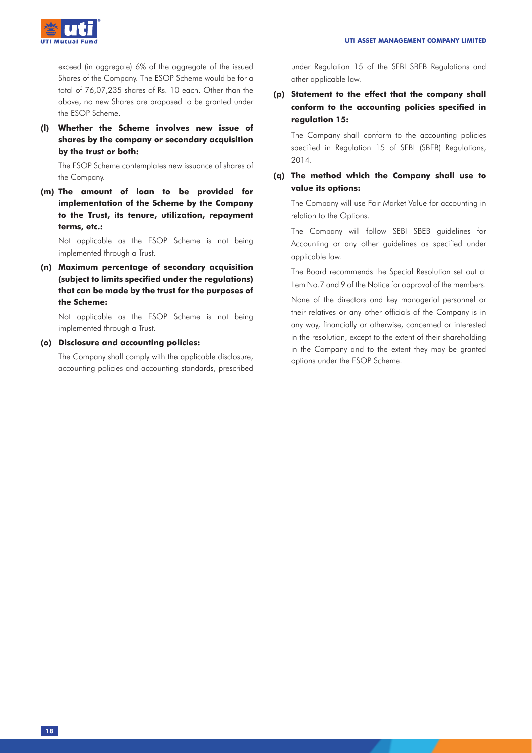exceed (in aggregate) 6% of the aggregate of the issued Shares of the Company. The ESOP Scheme would be for a total of 76,07,235 shares of Rs. 10 each. Other than the above, no new Shares are proposed to be granted under the ESOP Scheme.

**(l) Whether the Scheme involves new issue of shares by the company or secondary acquisition by the trust or both:**

The ESOP Scheme contemplates new issuance of shares of the Company.

**(m) The amount of loan to be provided for implementation of the Scheme by the Company to the Trust, its tenure, utilization, repayment terms, etc.:**

Not applicable as the ESOP Scheme is not being implemented through a Trust.

**(n) Maximum percentage of secondary acquisition (subject to limits specified under the regulations) that can be made by the trust for the purposes of the Scheme:**

Not applicable as the ESOP Scheme is not being implemented through a Trust.

**(o) Disclosure and accounting policies:**

The Company shall comply with the applicable disclosure, accounting policies and accounting standards, prescribed under Regulation 15 of the SEBI SBEB Regulations and other applicable law.

**(p) Statement to the effect that the company shall conform to the accounting policies specified in regulation 15:**

The Company shall conform to the accounting policies specified in Regulation 15 of SEBI (SBEB) Regulations, 2014.

**(q) The method which the Company shall use to value its options:**

The Company will use Fair Market Value for accounting in relation to the Options.

The Company will follow SEBI SBEB guidelines for Accounting or any other guidelines as specified under applicable law.

The Board recommends the Special Resolution set out at Item No.7 and 9 of the Notice for approval of the members.

None of the directors and key managerial personnel or their relatives or any other officials of the Company is in any way, financially or otherwise, concerned or interested in the resolution, except to the extent of their shareholding in the Company and to the extent they may be granted options under the ESOP Scheme.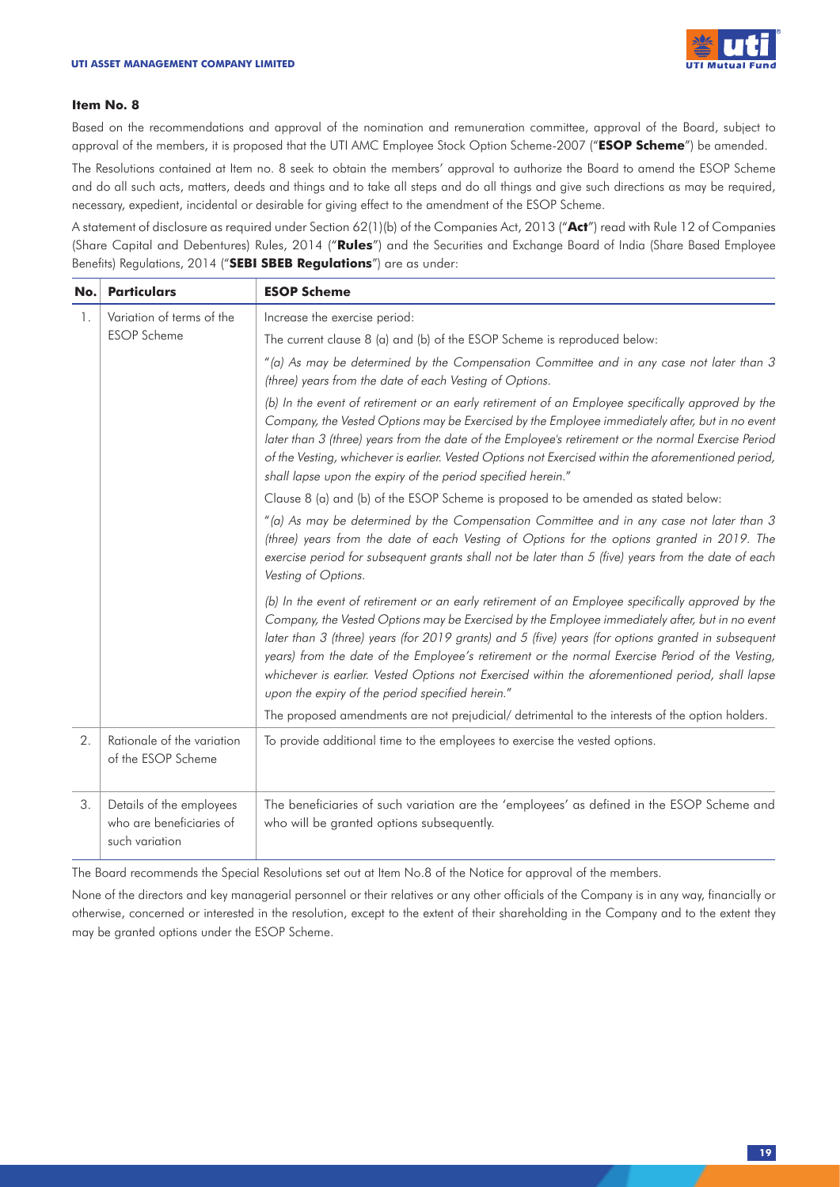### Item No. 8

Based on the recommendations and approval of the nomination and remuneration committee, approval of the Board, subject to approval of the members, it is proposed that the UTI AMC Employee Stock Option Scheme-2007 ("**ESOP Scheme**") be amended.

The Resolutions contained at Item no. 8 seek to obtain the members' approval to authorize the Board to amend the ESOP Scheme and do all such acts, matters, deeds and things and to take all steps and do all things and give such directions as may be required, necessary, expedient, incidental or desirable for giving effect to the amendment of the ESOP Scheme.

A statement of disclosure as required under Section 62(1)(b) of the Companies Act, 2013 ("**Act**") read with Rule 12 of Companies (Share Capital and Debentures) Rules, 2014 ("**Rules**") and the Securities and Exchange Board of India (Share Based Employee Benefits) Regulations, 2014 ("**SEBI SBEB Regulations**") are as under:

| No. | Particulars | ESOP Scheme |
|---|---|---|
| 1. | Variation of terms of the ESOP Scheme | Increase the exercise period:<br><br>The current clause 8 (a) and (b) of the ESOP Scheme is reproduced below:<br><br>*"(a) As may be determined by the Compensation Committee and in any case not later than 3 (three) years from the date of each Vesting of Options.*<br><br>*(b) In the event of retirement or an early retirement of an Employee specifically approved by the Company, the Vested Options may be Exercised by the Employee immediately after, but in no event later than 3 (three) years from the date of the Employee's retirement or the normal Exercise Period of the Vesting, whichever is earlier. Vested Options not Exercised within the aforementioned period, shall lapse upon the expiry of the period specified herein."*<br><br>Clause 8 (a) and (b) of the ESOP Scheme is proposed to be amended as stated below:<br><br>*"(a) As may be determined by the Compensation Committee and in any case not later than 3 (three) years from the date of each Vesting of Options for the options granted in 2019. The exercise period for subsequent grants shall not be later than 5 (five) years from the date of each Vesting of Options.*<br><br>*(b) In the event of retirement or an early retirement of an Employee specifically approved by the Company, the Vested Options may be Exercised by the Employee immediately after, but in no event later than 3 (three) years (for 2019 grants) and 5 (five) years (for options granted in subsequent years) from the date of the Employee's retirement or the normal Exercise Period of the Vesting, whichever is earlier. Vested Options not Exercised within the aforementioned period, shall lapse upon the expiry of the period specified herein."*<br><br>The proposed amendments are not prejudicial/ detrimental to the interests of the option holders. |
| 2. | Rationale of the variation of the ESOP Scheme | To provide additional time to the employees to exercise the vested options. |
| 3. | Details of the employees who are beneficiaries of such variation | The beneficiaries of such variation are the 'employees' as defined in the ESOP Scheme and who will be granted options subsequently. |

The Board recommends the Special Resolutions set out at Item No.8 of the Notice for approval of the members.

None of the directors and key managerial personnel or their relatives or any other officials of the Company is in any way, financially or otherwise, concerned or interested in the resolution, except to the extent of their shareholding in the Company and to the extent they may be granted options under the ESOP Scheme.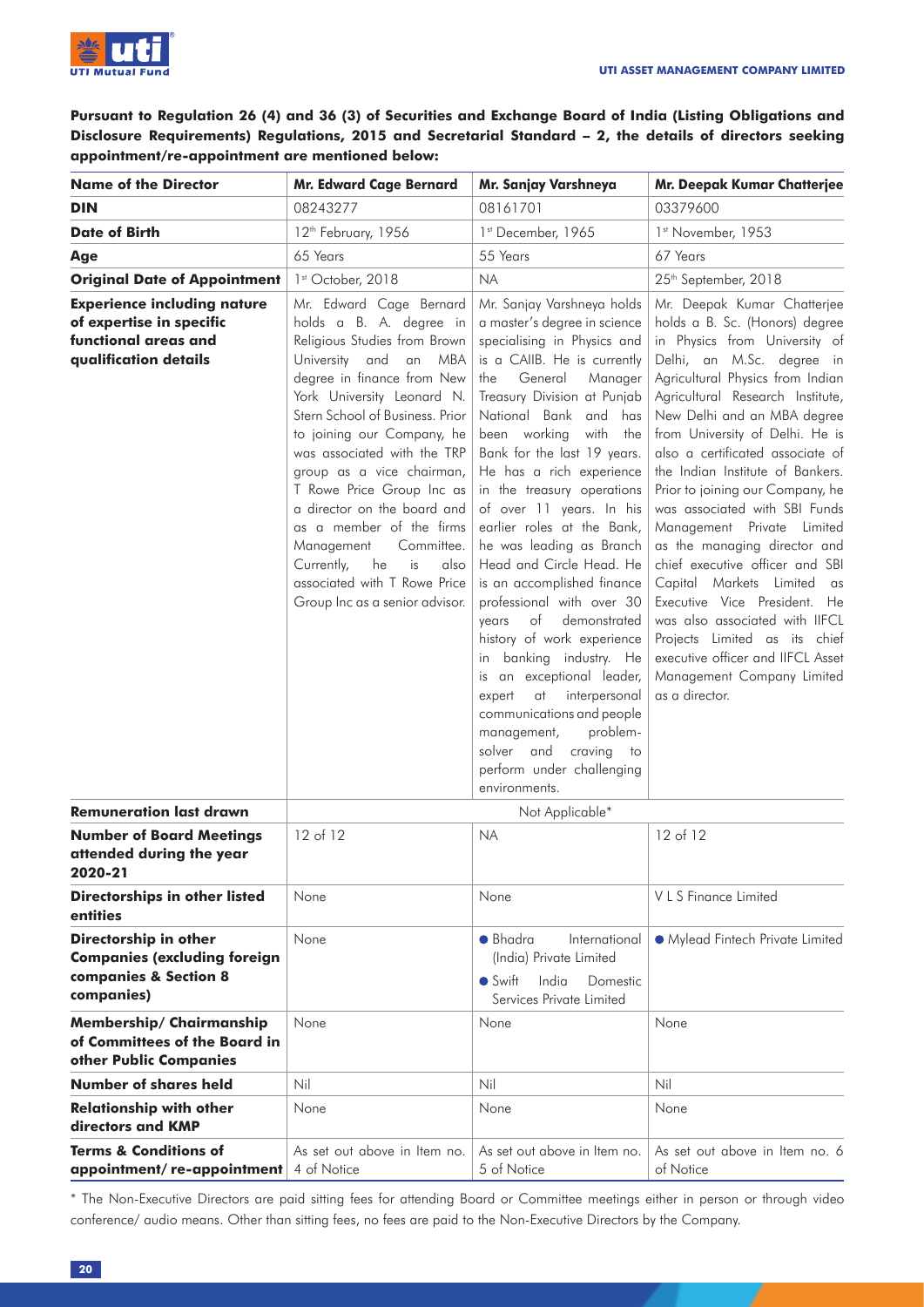**Pursuant to Regulation 26 (4) and 36 (3) of Securities and Exchange Board of India (Listing Obligations and Disclosure Requirements) Regulations, 2015 and Secretarial Standard – 2, the details of directors seeking appointment/re-appointment are mentioned below:**

| Name of the Director | Mr. Edward Cage Bernard | Mr. Sanjay Varshneya | Mr. Deepak Kumar Chatterjee |
|---|---|---|---|
| **DIN** | 08243277 | 08161701 | 03379600 |
| **Date of Birth** | 12th February, 1956 | 1st December, 1965 | 1st November, 1953 |
| **Age** | 65 Years | 55 Years | 67 Years |
| **Original Date of Appointment** | 1st October, 2018 | NA | 25th September, 2018 |
| **Experience including nature of expertise in specific functional areas and qualification details** | Mr. Edward Cage Bernard holds a B. A. degree in Religious Studies from Brown University and an MBA degree in finance from New York University Leonard N. Stern School of Business. Prior to joining our Company, he was associated with the TRP group as a vice chairman, T Rowe Price Group Inc as a director on the board and as a member of the firms Management Committee. Currently, he is also associated with T Rowe Price Group Inc as a senior advisor. | Mr. Sanjay Varshneya holds a master's degree in science specialising in Physics and is a CAIIB. He is currently the General Manager Treasury Division at Punjab National Bank and has been working with the Bank for the last 19 years. He has a rich experience in the treasury operations of over 11 years. In his earlier roles at the Bank, he was leading as Branch Head and Circle Head. He is an accomplished finance professional with over 30 years of demonstrated history of work experience in banking industry. He is an exceptional leader, expert at interpersonal communications and people management, problem-solver and craving to perform under challenging environments. | Mr. Deepak Kumar Chatterjee holds a B. Sc. (Honors) degree in Physics from University of Delhi, an M.Sc. degree in Agricultural Physics from Indian Agricultural Research Institute, New Delhi and an MBA degree from University of Delhi. He is also a certificated associate of the Indian Institute of Bankers. Prior to joining our Company, he was associated with SBI Funds Management Private Limited as the managing director and chief executive officer and SBI Capital Markets Limited as Executive Vice President. He was also associated with IIFCL Projects Limited as its chief executive officer and IIFCL Asset Management Company Limited as a director. |
| **Remuneration last drawn** | Not Applicable* | | |
| **Number of Board Meetings attended during the year 2020-21** | 12 of 12 | NA | 12 of 12 |
| **Directorships in other listed entities** | None | None | V L S Finance Limited |
| **Directorship in other Companies (excluding foreign companies & Section 8 companies)** | None | • Bhadra International (India) Private Limited<br>• Swift India Domestic Services Private Limited | • Mylead Fintech Private Limited |
| **Membership/ Chairmanship of Committees of the Board in other Public Companies** | None | None | None |
| **Number of shares held** | Nil | Nil | Nil |
| **Relationship with other directors and KMP** | None | None | None |
| **Terms & Conditions of appointment/ re-appointment** | As set out above in Item no. 4 of Notice | As set out above in Item no. 5 of Notice | As set out above in Item no. 6 of Notice |

* The Non-Executive Directors are paid sitting fees for attending Board or Committee meetings either in person or through video conference/ audio means. Other than sitting fees, no fees are paid to the Non-Executive Directors by the Company.